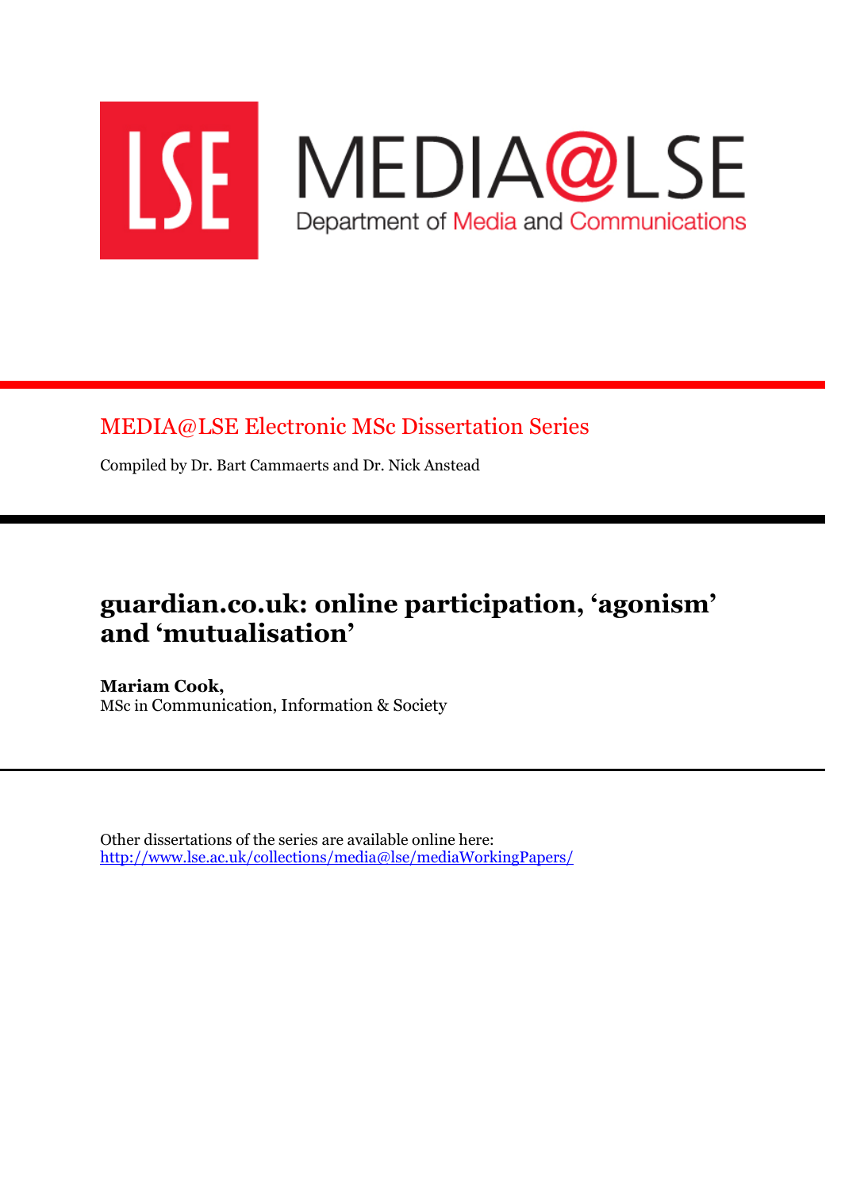LSE

MEDIA@LSE

Department of Media and Communications

MEDIA@LSE Electronic MSc Dissertation Series

Compiled by Dr. Bart Cammaerts and Dr. Nick Anstead

# guardian.co.uk: online participation, 'agonism' and 'mutualisation'

**Mariam Cook,**
MSc in Communication, Information & Society

Other dissertations of the series are available online here:
http://www.lse.ac.uk/collections/media@lse/mediaWorkingPapers/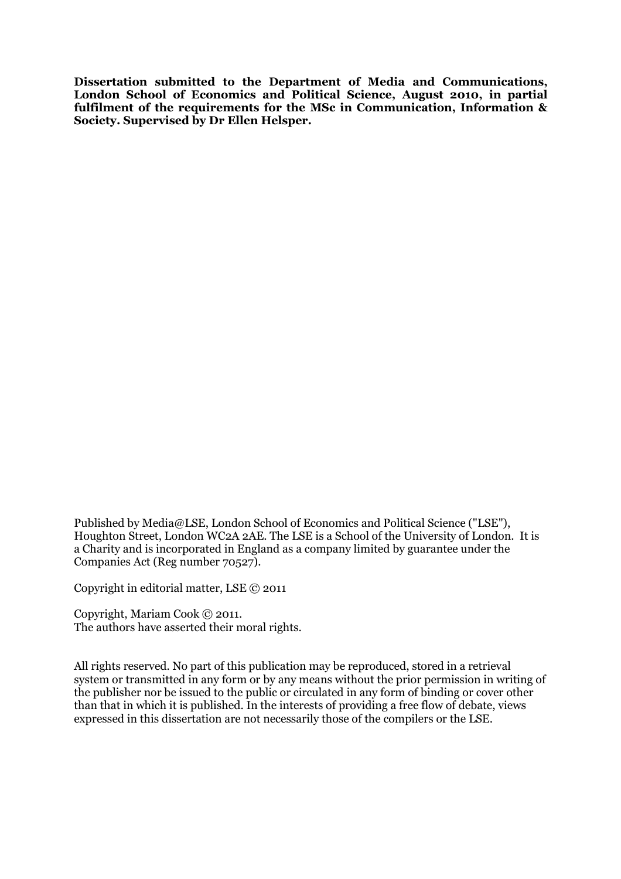**Dissertation submitted to the Department of Media and Communications, London School of Economics and Political Science, August 2010, in partial fulfilment of the requirements for the MSc in Communication, Information & Society. Supervised by Dr Ellen Helsper.**

Published by Media@LSE, London School of Economics and Political Science ("LSE"), Houghton Street, London WC2A 2AE. The LSE is a School of the University of London. It is a Charity and is incorporated in England as a company limited by guarantee under the Companies Act (Reg number 70527).

Copyright in editorial matter, LSE © 2011

Copyright, Mariam Cook © 2011.
The authors have asserted their moral rights.

All rights reserved. No part of this publication may be reproduced, stored in a retrieval system or transmitted in any form or by any means without the prior permission in writing of the publisher nor be issued to the public or circulated in any form of binding or cover other than that in which it is published. In the interests of providing a free flow of debate, views expressed in this dissertation are not necessarily those of the compilers or the LSE.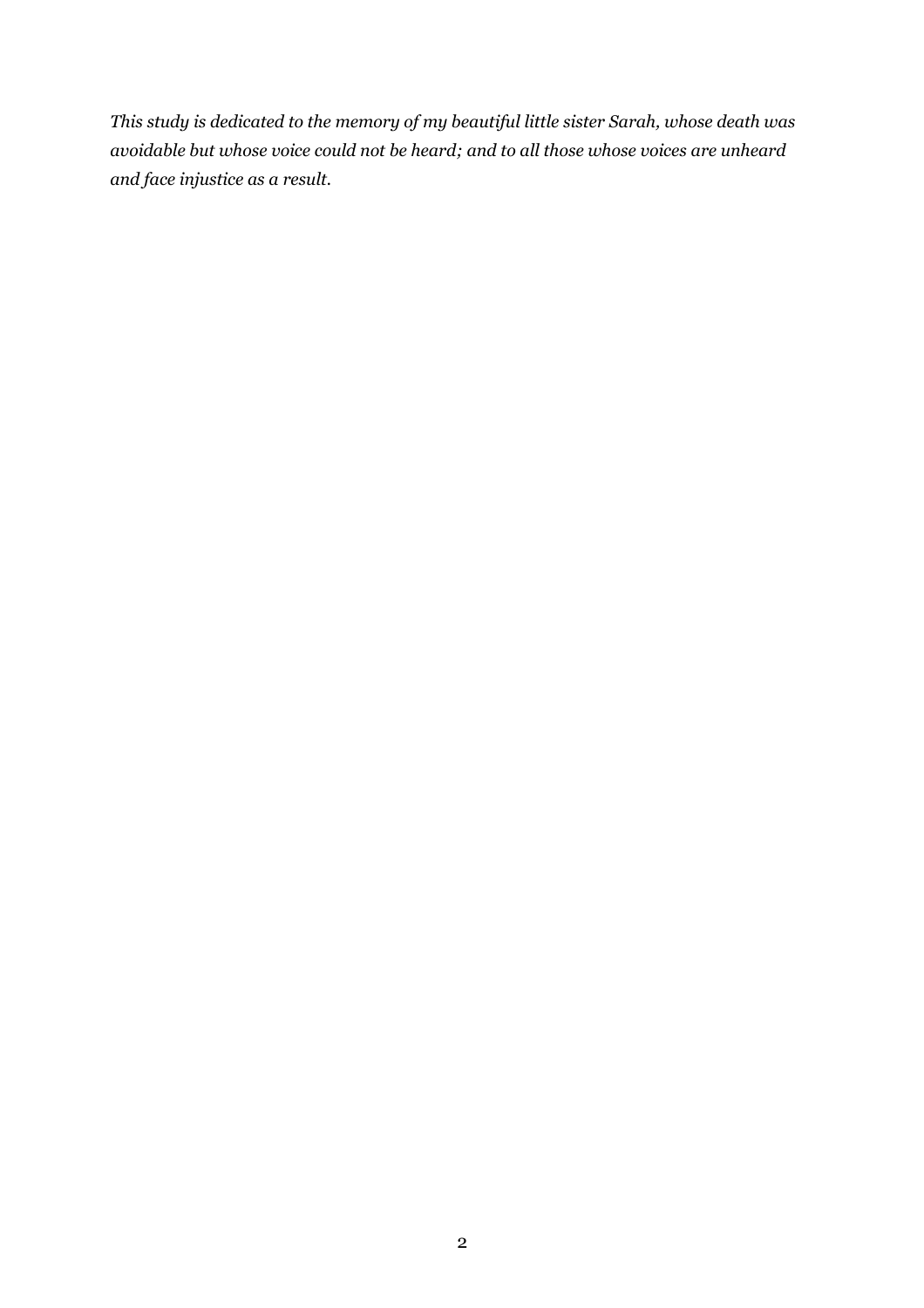*This study is dedicated to the memory of my beautiful little sister Sarah, whose death was avoidable but whose voice could not be heard; and to all those whose voices are unheard and face injustice as a result.*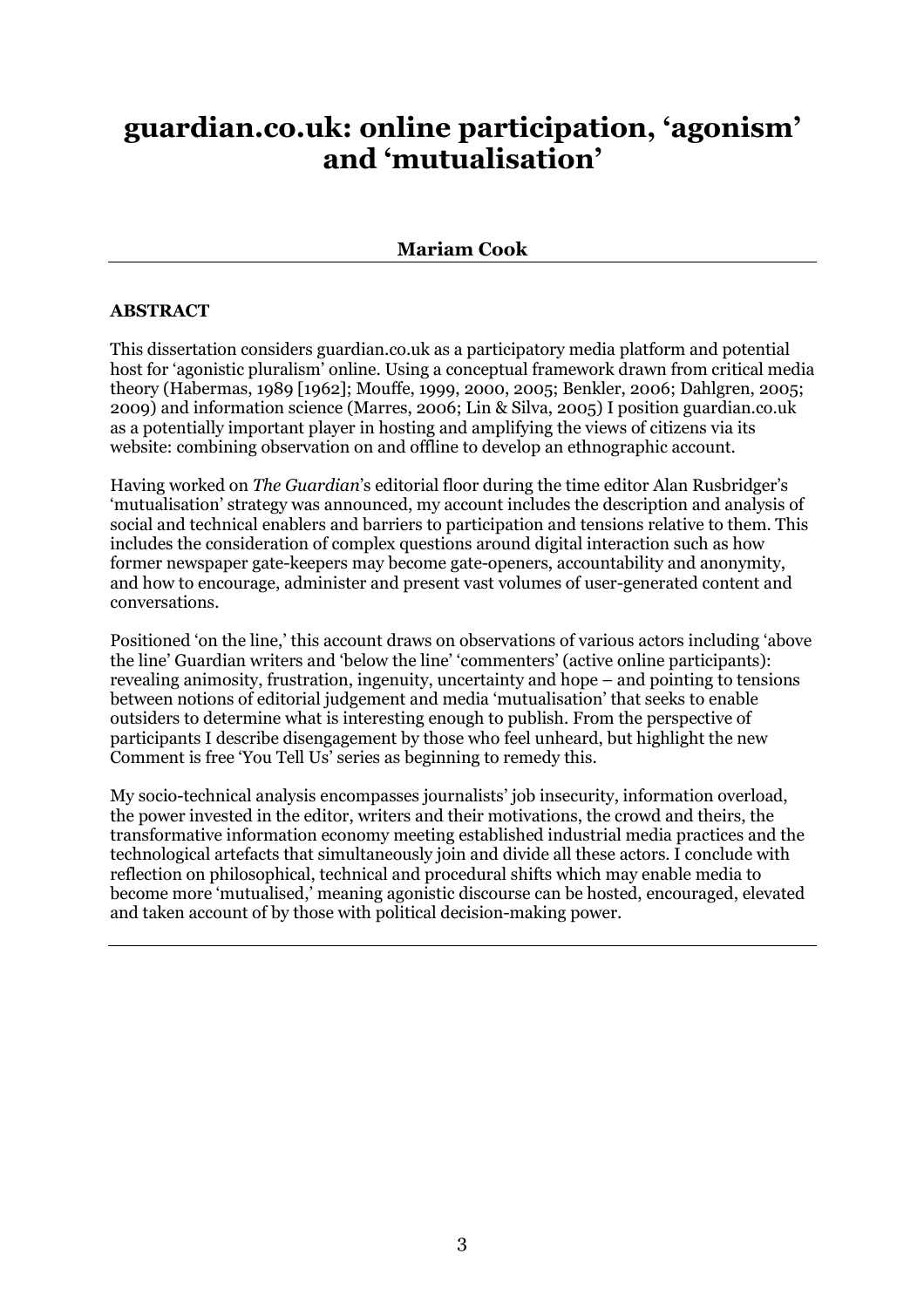# guardian.co.uk: online participation, 'agonism' and 'mutualisation'

**Mariam Cook**

---

**ABSTRACT**

This dissertation considers guardian.co.uk as a participatory media platform and potential host for 'agonistic pluralism' online. Using a conceptual framework drawn from critical media theory (Habermas, 1989 [1962]; Mouffe, 1999, 2000, 2005; Benkler, 2006; Dahlgren, 2005; 2009) and information science (Marres, 2006; Lin & Silva, 2005) I position guardian.co.uk as a potentially important player in hosting and amplifying the views of citizens via its website: combining observation on and offline to develop an ethnographic account.

Having worked on *The Guardian*'s editorial floor during the time editor Alan Rusbridger's 'mutualisation' strategy was announced, my account includes the description and analysis of social and technical enablers and barriers to participation and tensions relative to them. This includes the consideration of complex questions around digital interaction such as how former newspaper gate-keepers may become gate-openers, accountability and anonymity, and how to encourage, administer and present vast volumes of user-generated content and conversations.

Positioned 'on the line,' this account draws on observations of various actors including 'above the line' Guardian writers and 'below the line' 'commenters' (active online participants): revealing animosity, frustration, ingenuity, uncertainty and hope – and pointing to tensions between notions of editorial judgement and media 'mutualisation' that seeks to enable outsiders to determine what is interesting enough to publish. From the perspective of participants I describe disengagement by those who feel unheard, but highlight the new Comment is free 'You Tell Us' series as beginning to remedy this.

My socio-technical analysis encompasses journalists' job insecurity, information overload, the power invested in the editor, writers and their motivations, the crowd and theirs, the transformative information economy meeting established industrial media practices and the technological artefacts that simultaneously join and divide all these actors. I conclude with reflection on philosophical, technical and procedural shifts which may enable media to become more 'mutualised,' meaning agonistic discourse can be hosted, encouraged, elevated and taken account of by those with political decision-making power.

---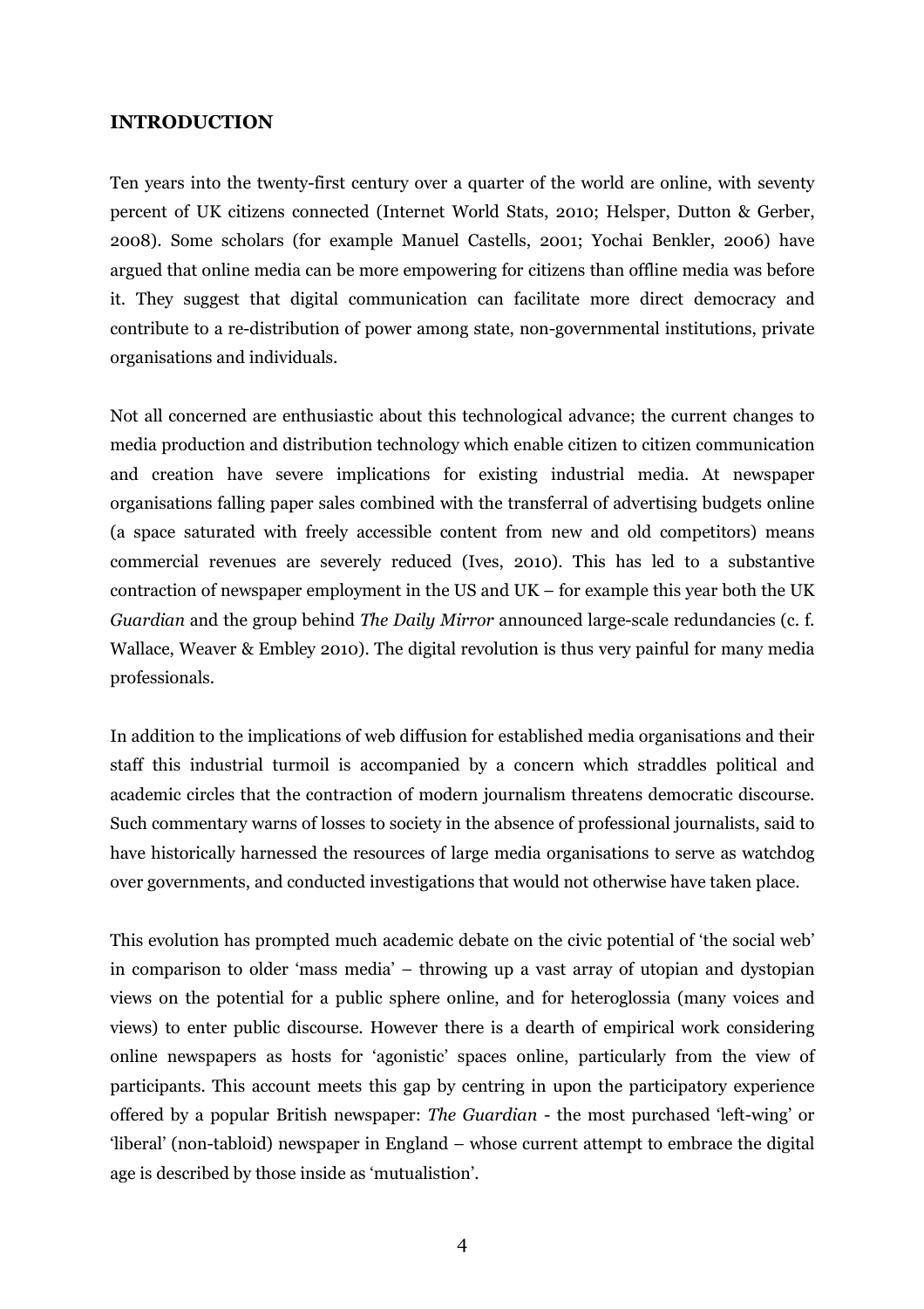## INTRODUCTION

Ten years into the twenty-first century over a quarter of the world are online, with seventy percent of UK citizens connected (Internet World Stats, 2010; Helsper, Dutton & Gerber, 2008). Some scholars (for example Manuel Castells, 2001; Yochai Benkler, 2006) have argued that online media can be more empowering for citizens than offline media was before it. They suggest that digital communication can facilitate more direct democracy and contribute to a re-distribution of power among state, non-governmental institutions, private organisations and individuals.

Not all concerned are enthusiastic about this technological advance; the current changes to media production and distribution technology which enable citizen to citizen communication and creation have severe implications for existing industrial media. At newspaper organisations falling paper sales combined with the transferral of advertising budgets online (a space saturated with freely accessible content from new and old competitors) means commercial revenues are severely reduced (Ives, 2010). This has led to a substantive contraction of newspaper employment in the US and UK – for example this year both the UK *Guardian* and the group behind *The Daily Mirror* announced large-scale redundancies (c. f. Wallace, Weaver & Embley 2010). The digital revolution is thus very painful for many media professionals.

In addition to the implications of web diffusion for established media organisations and their staff this industrial turmoil is accompanied by a concern which straddles political and academic circles that the contraction of modern journalism threatens democratic discourse. Such commentary warns of losses to society in the absence of professional journalists, said to have historically harnessed the resources of large media organisations to serve as watchdog over governments, and conducted investigations that would not otherwise have taken place.

This evolution has prompted much academic debate on the civic potential of 'the social web' in comparison to older 'mass media' – throwing up a vast array of utopian and dystopian views on the potential for a public sphere online, and for heteroglossia (many voices and views) to enter public discourse. However there is a dearth of empirical work considering online newspapers as hosts for 'agonistic' spaces online, particularly from the view of participants. This account meets this gap by centring in upon the participatory experience offered by a popular British newspaper: *The Guardian* - the most purchased 'left-wing' or 'liberal' (non-tabloid) newspaper in England – whose current attempt to embrace the digital age is described by those inside as 'mutualistion'.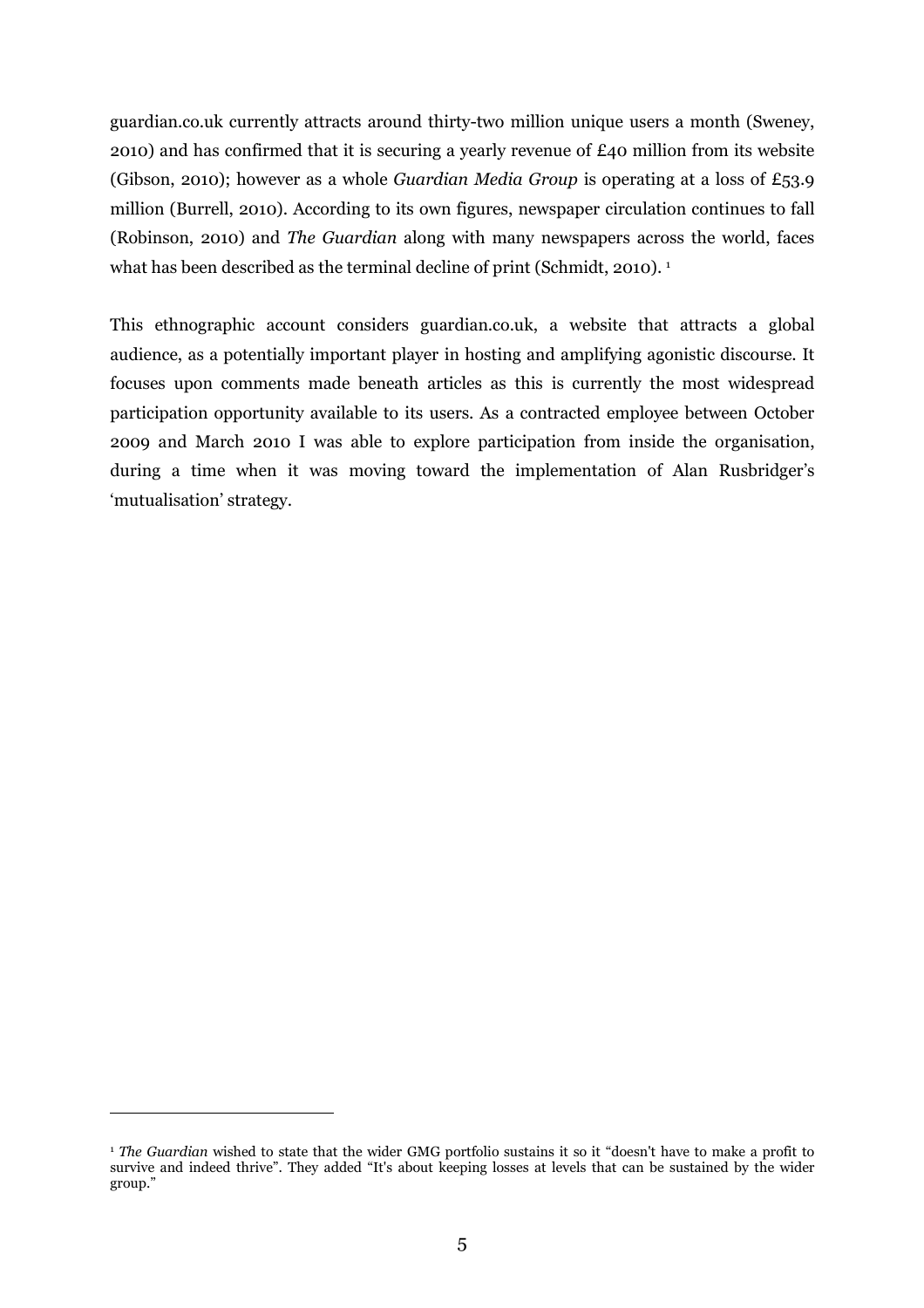guardian.co.uk currently attracts around thirty-two million unique users a month (Sweney, 2010) and has confirmed that it is securing a yearly revenue of £40 million from its website (Gibson, 2010); however as a whole *Guardian Media Group* is operating at a loss of £53.9 million (Burrell, 2010). According to its own figures, newspaper circulation continues to fall (Robinson, 2010) and *The Guardian* along with many newspapers across the world, faces what has been described as the terminal decline of print (Schmidt, 2010). [1]

This ethnographic account considers guardian.co.uk, a website that attracts a global audience, as a potentially important player in hosting and amplifying agonistic discourse. It focuses upon comments made beneath articles as this is currently the most widespread participation opportunity available to its users. As a contracted employee between October 2009 and March 2010 I was able to explore participation from inside the organisation, during a time when it was moving toward the implementation of Alan Rusbridger's 'mutualisation' strategy.

---

[1] *The Guardian* wished to state that the wider GMG portfolio sustains it so it "doesn't have to make a profit to survive and indeed thrive". They added "It's about keeping losses at levels that can be sustained by the wider group."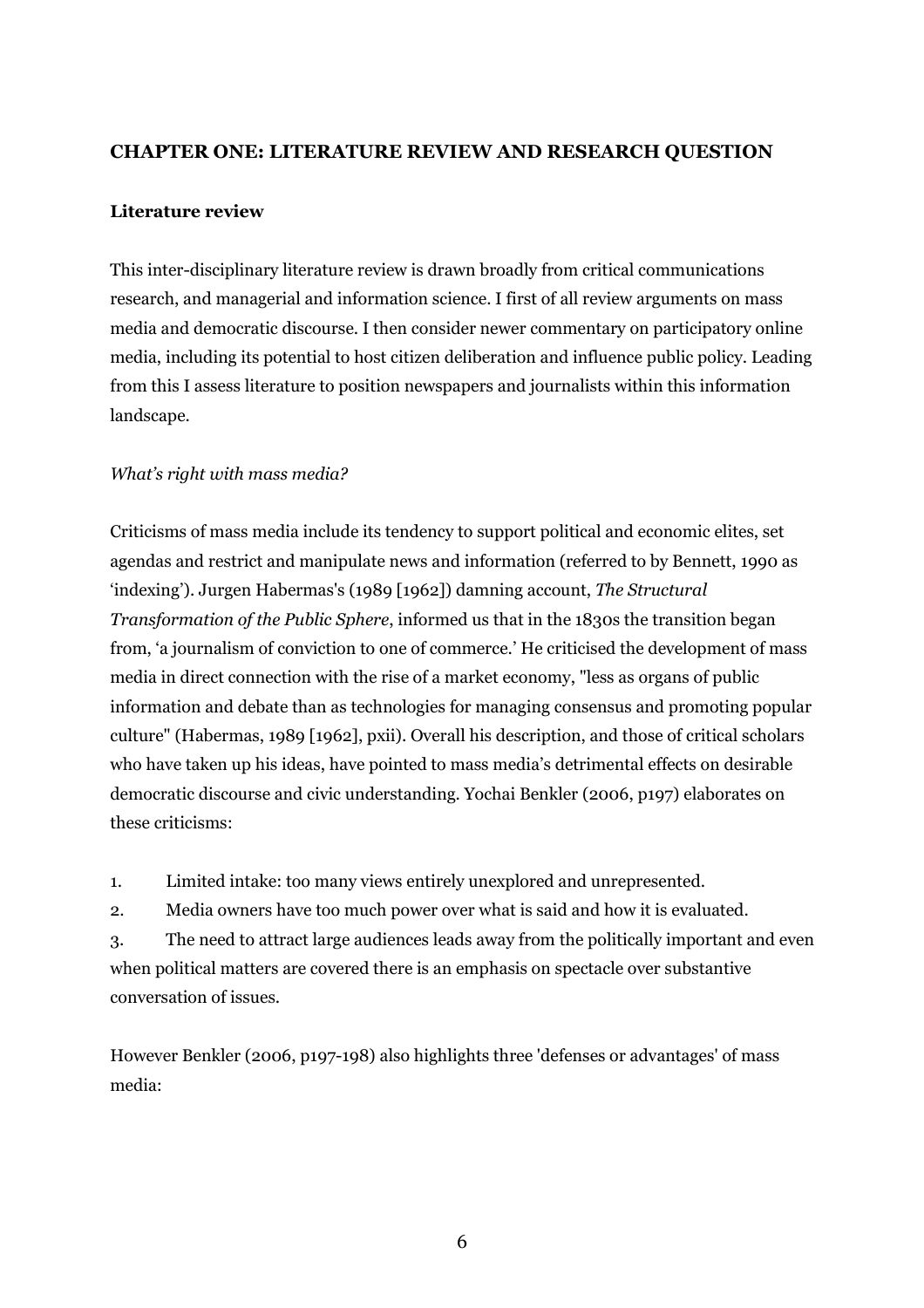## CHAPTER ONE: LITERATURE REVIEW AND RESEARCH QUESTION

### Literature review

This inter-disciplinary literature review is drawn broadly from critical communications research, and managerial and information science. I first of all review arguments on mass media and democratic discourse. I then consider newer commentary on participatory online media, including its potential to host citizen deliberation and influence public policy. Leading from this I assess literature to position newspapers and journalists within this information landscape.

*What's right with mass media?*

Criticisms of mass media include its tendency to support political and economic elites, set agendas and restrict and manipulate news and information (referred to by Bennett, 1990 as 'indexing'). Jurgen Habermas's (1989 [1962]) damning account, *The Structural Transformation of the Public Sphere*, informed us that in the 1830s the transition began from, 'a journalism of conviction to one of commerce.' He criticised the development of mass media in direct connection with the rise of a market economy, "less as organs of public information and debate than as technologies for managing consensus and promoting popular culture" (Habermas, 1989 [1962], pxii). Overall his description, and those of critical scholars who have taken up his ideas, have pointed to mass media's detrimental effects on desirable democratic discourse and civic understanding. Yochai Benkler (2006, p197) elaborates on these criticisms:

1. Limited intake: too many views entirely unexplored and unrepresented.
2. Media owners have too much power over what is said and how it is evaluated.
3. The need to attract large audiences leads away from the politically important and even when political matters are covered there is an emphasis on spectacle over substantive conversation of issues.

However Benkler (2006, p197-198) also highlights three 'defenses or advantages' of mass media: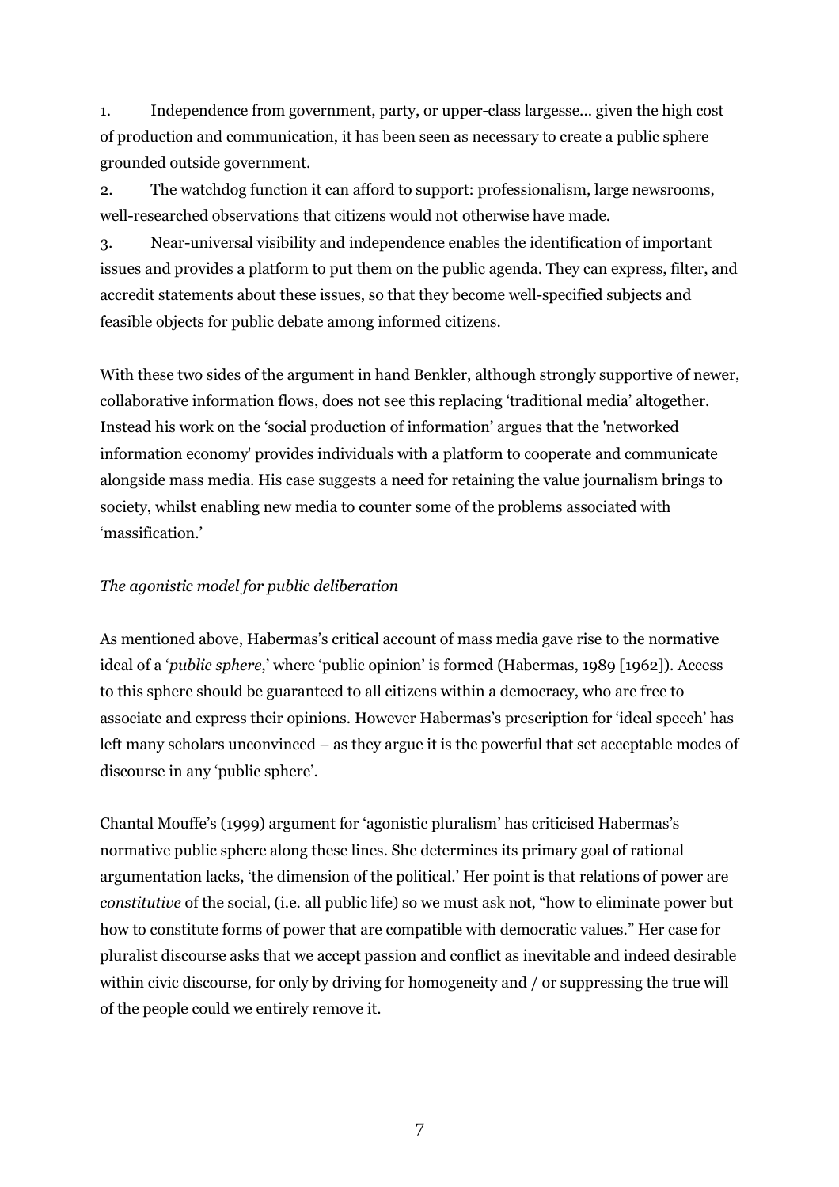1. Independence from government, party, or upper-class largesse... given the high cost of production and communication, it has been seen as necessary to create a public sphere grounded outside government.
2. The watchdog function it can afford to support: professionalism, large newsrooms, well-researched observations that citizens would not otherwise have made.
3. Near-universal visibility and independence enables the identification of important issues and provides a platform to put them on the public agenda. They can express, filter, and accredit statements about these issues, so that they become well-specified subjects and feasible objects for public debate among informed citizens.

With these two sides of the argument in hand Benkler, although strongly supportive of newer, collaborative information flows, does not see this replacing 'traditional media' altogether. Instead his work on the 'social production of information' argues that the 'networked information economy' provides individuals with a platform to cooperate and communicate alongside mass media. His case suggests a need for retaining the value journalism brings to society, whilst enabling new media to counter some of the problems associated with 'massification.'

*The agonistic model for public deliberation*

As mentioned above, Habermas's critical account of mass media gave rise to the normative ideal of a '*public sphere*,' where 'public opinion' is formed (Habermas, 1989 [1962]). Access to this sphere should be guaranteed to all citizens within a democracy, who are free to associate and express their opinions. However Habermas's prescription for 'ideal speech' has left many scholars unconvinced – as they argue it is the powerful that set acceptable modes of discourse in any 'public sphere'.

Chantal Mouffe's (1999) argument for 'agonistic pluralism' has criticised Habermas's normative public sphere along these lines. She determines its primary goal of rational argumentation lacks, 'the dimension of the political.' Her point is that relations of power are *constitutive* of the social, (i.e. all public life) so we must ask not, "how to eliminate power but how to constitute forms of power that are compatible with democratic values." Her case for pluralist discourse asks that we accept passion and conflict as inevitable and indeed desirable within civic discourse, for only by driving for homogeneity and / or suppressing the true will of the people could we entirely remove it.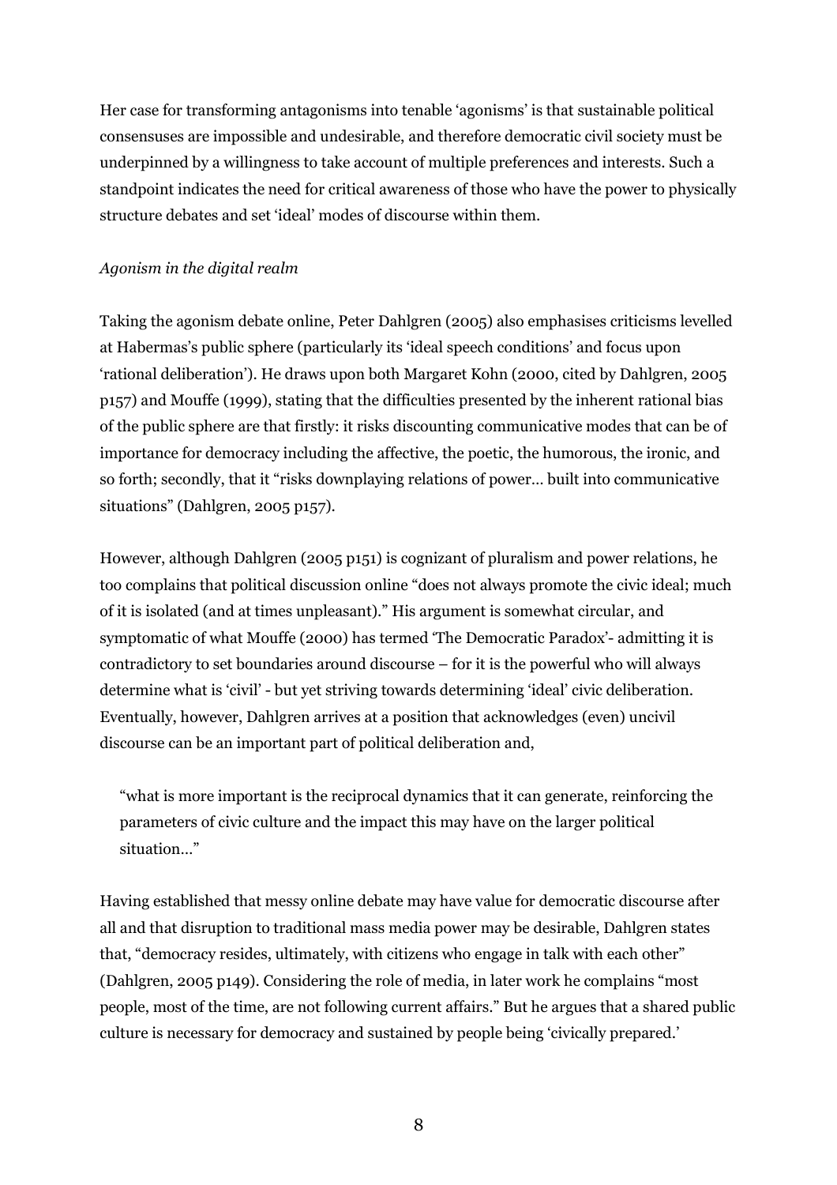Her case for transforming antagonisms into tenable 'agonisms' is that sustainable political consensuses are impossible and undesirable, and therefore democratic civil society must be underpinned by a willingness to take account of multiple preferences and interests. Such a standpoint indicates the need for critical awareness of those who have the power to physically structure debates and set 'ideal' modes of discourse within them.

*Agonism in the digital realm*

Taking the agonism debate online, Peter Dahlgren (2005) also emphasises criticisms levelled at Habermas's public sphere (particularly its 'ideal speech conditions' and focus upon 'rational deliberation'). He draws upon both Margaret Kohn (2000, cited by Dahlgren, 2005 p157) and Mouffe (1999), stating that the difficulties presented by the inherent rational bias of the public sphere are that firstly: it risks discounting communicative modes that can be of importance for democracy including the affective, the poetic, the humorous, the ironic, and so forth; secondly, that it "risks downplaying relations of power… built into communicative situations" (Dahlgren, 2005 p157).

However, although Dahlgren (2005 p151) is cognizant of pluralism and power relations, he too complains that political discussion online "does not always promote the civic ideal; much of it is isolated (and at times unpleasant)." His argument is somewhat circular, and symptomatic of what Mouffe (2000) has termed 'The Democratic Paradox'- admitting it is contradictory to set boundaries around discourse – for it is the powerful who will always determine what is 'civil' - but yet striving towards determining 'ideal' civic deliberation. Eventually, however, Dahlgren arrives at a position that acknowledges (even) uncivil discourse can be an important part of political deliberation and,

> "what is more important is the reciprocal dynamics that it can generate, reinforcing the parameters of civic culture and the impact this may have on the larger political situation…"

Having established that messy online debate may have value for democratic discourse after all and that disruption to traditional mass media power may be desirable, Dahlgren states that, "democracy resides, ultimately, with citizens who engage in talk with each other" (Dahlgren, 2005 p149). Considering the role of media, in later work he complains "most people, most of the time, are not following current affairs." But he argues that a shared public culture is necessary for democracy and sustained by people being 'civically prepared.'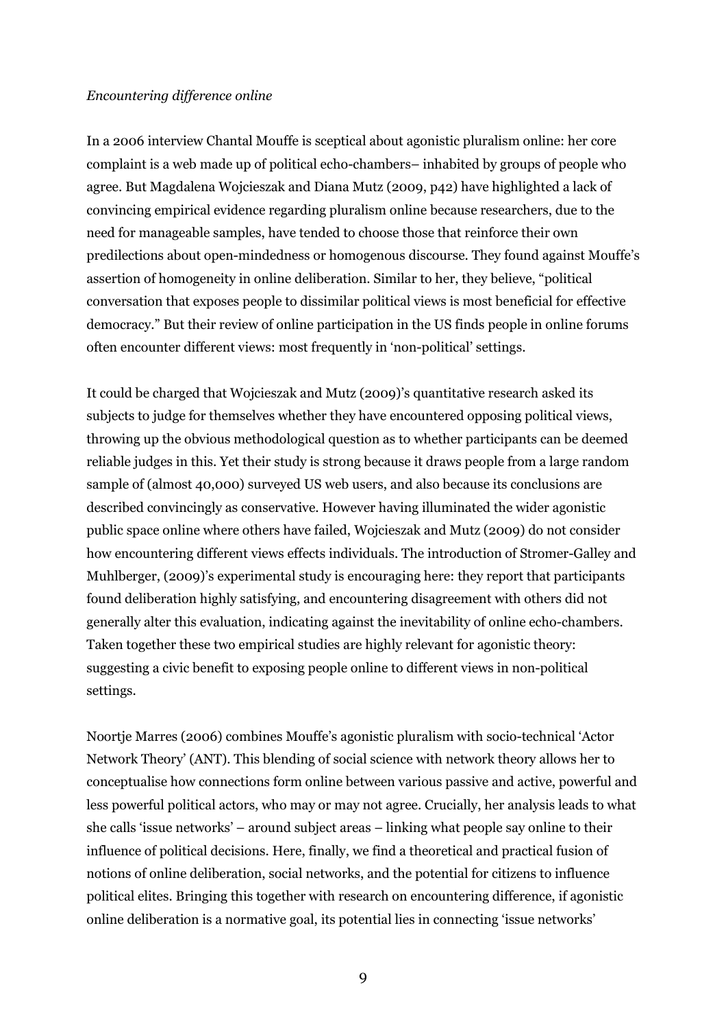*Encountering difference online*

In a 2006 interview Chantal Mouffe is sceptical about agonistic pluralism online: her core complaint is a web made up of political echo-chambers– inhabited by groups of people who agree. But Magdalena Wojcieszak and Diana Mutz (2009, p42) have highlighted a lack of convincing empirical evidence regarding pluralism online because researchers, due to the need for manageable samples, have tended to choose those that reinforce their own predilections about open-mindedness or homogenous discourse. They found against Mouffe's assertion of homogeneity in online deliberation. Similar to her, they believe, "political conversation that exposes people to dissimilar political views is most beneficial for effective democracy." But their review of online participation in the US finds people in online forums often encounter different views: most frequently in 'non-political' settings.

It could be charged that Wojcieszak and Mutz (2009)'s quantitative research asked its subjects to judge for themselves whether they have encountered opposing political views, throwing up the obvious methodological question as to whether participants can be deemed reliable judges in this. Yet their study is strong because it draws people from a large random sample of (almost 40,000) surveyed US web users, and also because its conclusions are described convincingly as conservative. However having illuminated the wider agonistic public space online where others have failed, Wojcieszak and Mutz (2009) do not consider how encountering different views effects individuals. The introduction of Stromer-Galley and Muhlberger, (2009)'s experimental study is encouraging here: they report that participants found deliberation highly satisfying, and encountering disagreement with others did not generally alter this evaluation, indicating against the inevitability of online echo-chambers. Taken together these two empirical studies are highly relevant for agonistic theory: suggesting a civic benefit to exposing people online to different views in non-political settings.

Noortje Marres (2006) combines Mouffe's agonistic pluralism with socio-technical 'Actor Network Theory' (ANT). This blending of social science with network theory allows her to conceptualise how connections form online between various passive and active, powerful and less powerful political actors, who may or may not agree. Crucially, her analysis leads to what she calls 'issue networks' – around subject areas – linking what people say online to their influence of political decisions. Here, finally, we find a theoretical and practical fusion of notions of online deliberation, social networks, and the potential for citizens to influence political elites. Bringing this together with research on encountering difference, if agonistic online deliberation is a normative goal, its potential lies in connecting 'issue networks'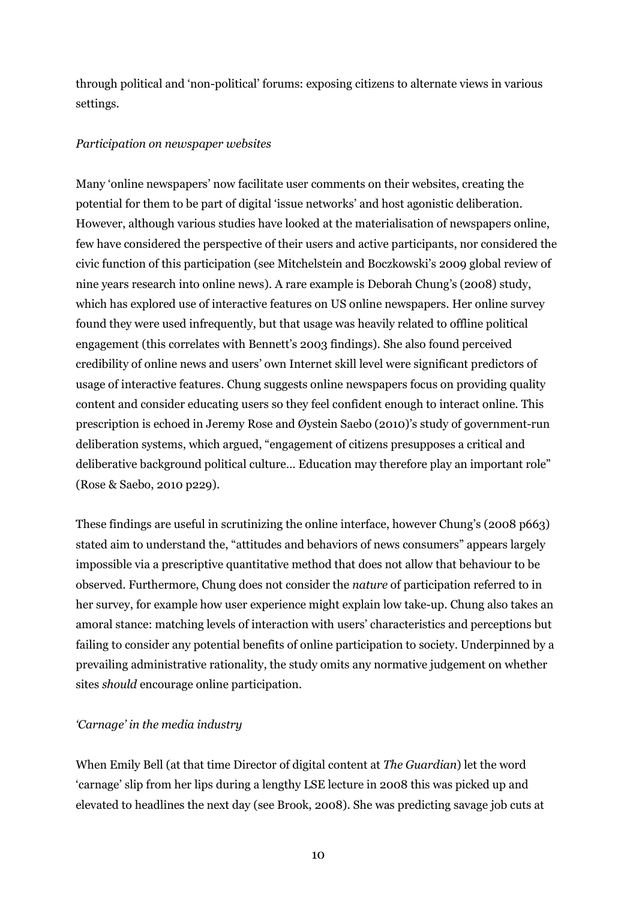through political and 'non-political' forums: exposing citizens to alternate views in various settings.

*Participation on newspaper websites*

Many 'online newspapers' now facilitate user comments on their websites, creating the potential for them to be part of digital 'issue networks' and host agonistic deliberation. However, although various studies have looked at the materialisation of newspapers online, few have considered the perspective of their users and active participants, nor considered the civic function of this participation (see Mitchelstein and Boczkowski's 2009 global review of nine years research into online news). A rare example is Deborah Chung's (2008) study, which has explored use of interactive features on US online newspapers. Her online survey found they were used infrequently, but that usage was heavily related to offline political engagement (this correlates with Bennett's 2003 findings). She also found perceived credibility of online news and users' own Internet skill level were significant predictors of usage of interactive features. Chung suggests online newspapers focus on providing quality content and consider educating users so they feel confident enough to interact online. This prescription is echoed in Jeremy Rose and Øystein Saebo (2010)'s study of government-run deliberation systems, which argued, "engagement of citizens presupposes a critical and deliberative background political culture… Education may therefore play an important role" (Rose & Saebo, 2010 p229).

These findings are useful in scrutinizing the online interface, however Chung's (2008 p663) stated aim to understand the, "attitudes and behaviors of news consumers" appears largely impossible via a prescriptive quantitative method that does not allow that behaviour to be observed. Furthermore, Chung does not consider the *nature* of participation referred to in her survey, for example how user experience might explain low take-up. Chung also takes an amoral stance: matching levels of interaction with users' characteristics and perceptions but failing to consider any potential benefits of online participation to society. Underpinned by a prevailing administrative rationality, the study omits any normative judgement on whether sites *should* encourage online participation.

*'Carnage' in the media industry*

When Emily Bell (at that time Director of digital content at *The Guardian*) let the word 'carnage' slip from her lips during a lengthy LSE lecture in 2008 this was picked up and elevated to headlines the next day (see Brook, 2008). She was predicting savage job cuts at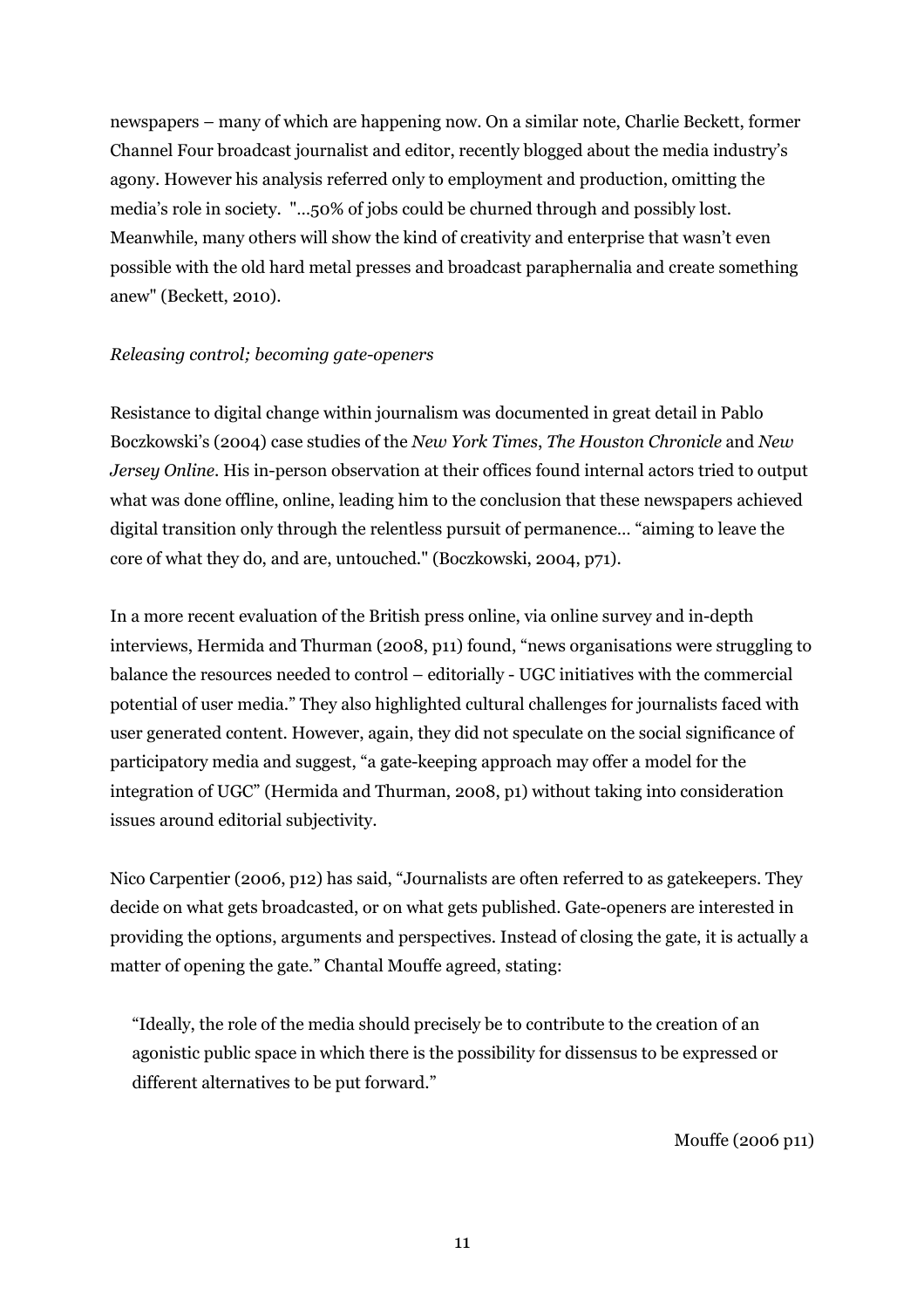newspapers – many of which are happening now. On a similar note, Charlie Beckett, former Channel Four broadcast journalist and editor, recently blogged about the media industry's agony. However his analysis referred only to employment and production, omitting the media's role in society. "…50% of jobs could be churned through and possibly lost. Meanwhile, many others will show the kind of creativity and enterprise that wasn't even possible with the old hard metal presses and broadcast paraphernalia and create something anew" (Beckett, 2010).

*Releasing control; becoming gate-openers*

Resistance to digital change within journalism was documented in great detail in Pablo Boczkowski's (2004) case studies of the *New York Times*, *The Houston Chronicle* and *New Jersey Online*. His in-person observation at their offices found internal actors tried to output what was done offline, online, leading him to the conclusion that these newspapers achieved digital transition only through the relentless pursuit of permanence… "aiming to leave the core of what they do, and are, untouched." (Boczkowski, 2004, p71).

In a more recent evaluation of the British press online, via online survey and in-depth interviews, Hermida and Thurman (2008, p11) found, "news organisations were struggling to balance the resources needed to control – editorially - UGC initiatives with the commercial potential of user media." They also highlighted cultural challenges for journalists faced with user generated content. However, again, they did not speculate on the social significance of participatory media and suggest, "a gate-keeping approach may offer a model for the integration of UGC" (Hermida and Thurman, 2008, p1) without taking into consideration issues around editorial subjectivity.

Nico Carpentier (2006, p12) has said, "Journalists are often referred to as gatekeepers. They decide on what gets broadcasted, or on what gets published. Gate-openers are interested in providing the options, arguments and perspectives. Instead of closing the gate, it is actually a matter of opening the gate." Chantal Mouffe agreed, stating:

> "Ideally, the role of the media should precisely be to contribute to the creation of an agonistic public space in which there is the possibility for dissensus to be expressed or different alternatives to be put forward."
>
> Mouffe (2006 p11)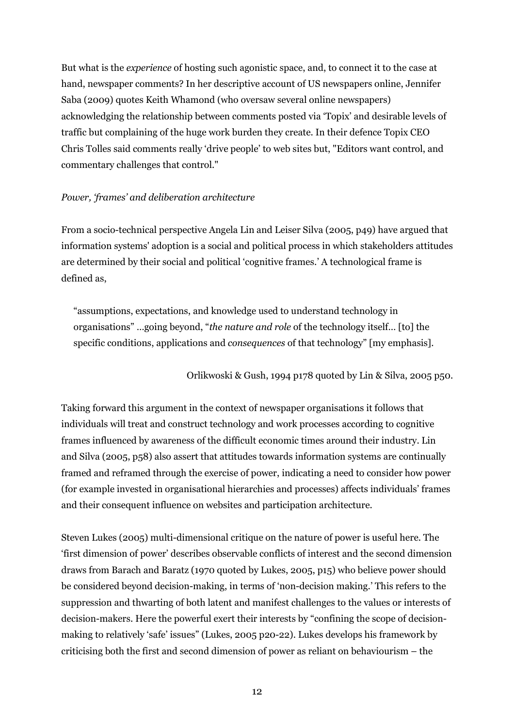But what is the *experience* of hosting such agonistic space, and, to connect it to the case at hand, newspaper comments? In her descriptive account of US newspapers online, Jennifer Saba (2009) quotes Keith Whamond (who oversaw several online newspapers) acknowledging the relationship between comments posted via 'Topix' and desirable levels of traffic but complaining of the huge work burden they create. In their defence Topix CEO Chris Tolles said comments really 'drive people' to web sites but, "Editors want control, and commentary challenges that control."

*Power, 'frames' and deliberation architecture*

From a socio-technical perspective Angela Lin and Leiser Silva (2005, p49) have argued that information systems' adoption is a social and political process in which stakeholders attitudes are determined by their social and political 'cognitive frames.' A technological frame is defined as,

> "assumptions, expectations, and knowledge used to understand technology in organisations" ...going beyond, "*the nature and role* of the technology itself... [to] the specific conditions, applications and *consequences* of that technology" [my emphasis].
>
> Orlikwoski & Gush, 1994 p178 quoted by Lin & Silva, 2005 p50.

Taking forward this argument in the context of newspaper organisations it follows that individuals will treat and construct technology and work processes according to cognitive frames influenced by awareness of the difficult economic times around their industry. Lin and Silva (2005, p58) also assert that attitudes towards information systems are continually framed and reframed through the exercise of power, indicating a need to consider how power (for example invested in organisational hierarchies and processes) affects individuals' frames and their consequent influence on websites and participation architecture.

Steven Lukes (2005) multi-dimensional critique on the nature of power is useful here. The 'first dimension of power' describes observable conflicts of interest and the second dimension draws from Barach and Baratz (1970 quoted by Lukes, 2005, p15) who believe power should be considered beyond decision-making, in terms of 'non-decision making.' This refers to the suppression and thwarting of both latent and manifest challenges to the values or interests of decision-makers. Here the powerful exert their interests by "confining the scope of decision-making to relatively 'safe' issues" (Lukes, 2005 p20-22). Lukes develops his framework by criticising both the first and second dimension of power as reliant on behaviourism – the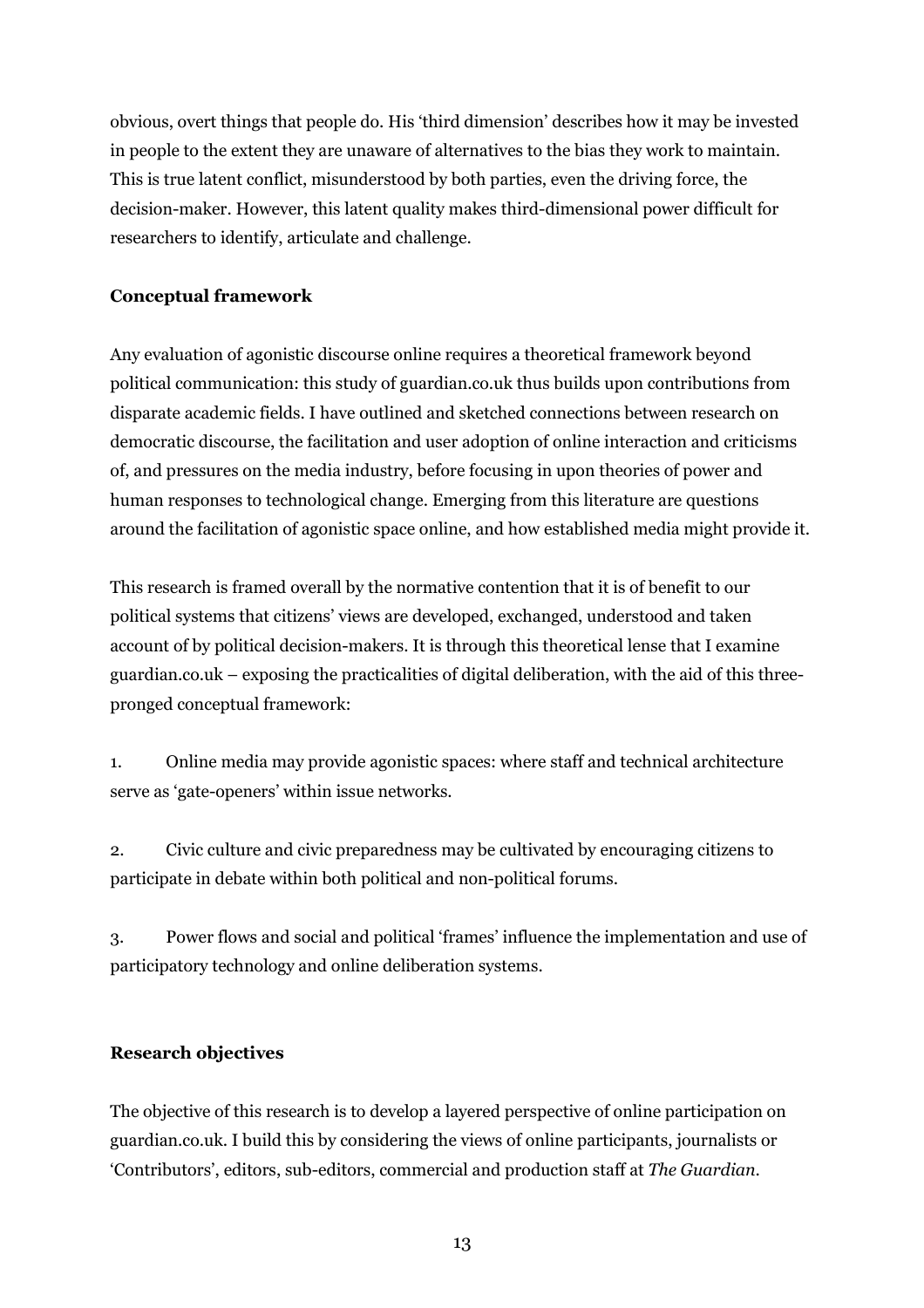obvious, overt things that people do. His 'third dimension' describes how it may be invested in people to the extent they are unaware of alternatives to the bias they work to maintain. This is true latent conflict, misunderstood by both parties, even the driving force, the decision-maker. However, this latent quality makes third-dimensional power difficult for researchers to identify, articulate and challenge.

**Conceptual framework**

Any evaluation of agonistic discourse online requires a theoretical framework beyond political communication: this study of guardian.co.uk thus builds upon contributions from disparate academic fields. I have outlined and sketched connections between research on democratic discourse, the facilitation and user adoption of online interaction and criticisms of, and pressures on the media industry, before focusing in upon theories of power and human responses to technological change. Emerging from this literature are questions around the facilitation of agonistic space online, and how established media might provide it.

This research is framed overall by the normative contention that it is of benefit to our political systems that citizens' views are developed, exchanged, understood and taken account of by political decision-makers. It is through this theoretical lense that I examine guardian.co.uk – exposing the practicalities of digital deliberation, with the aid of this three-pronged conceptual framework:

1. Online media may provide agonistic spaces: where staff and technical architecture serve as 'gate-openers' within issue networks.

2. Civic culture and civic preparedness may be cultivated by encouraging citizens to participate in debate within both political and non-political forums.

3. Power flows and social and political 'frames' influence the implementation and use of participatory technology and online deliberation systems.

**Research objectives**

The objective of this research is to develop a layered perspective of online participation on guardian.co.uk. I build this by considering the views of online participants, journalists or 'Contributors', editors, sub-editors, commercial and production staff at *The Guardian*.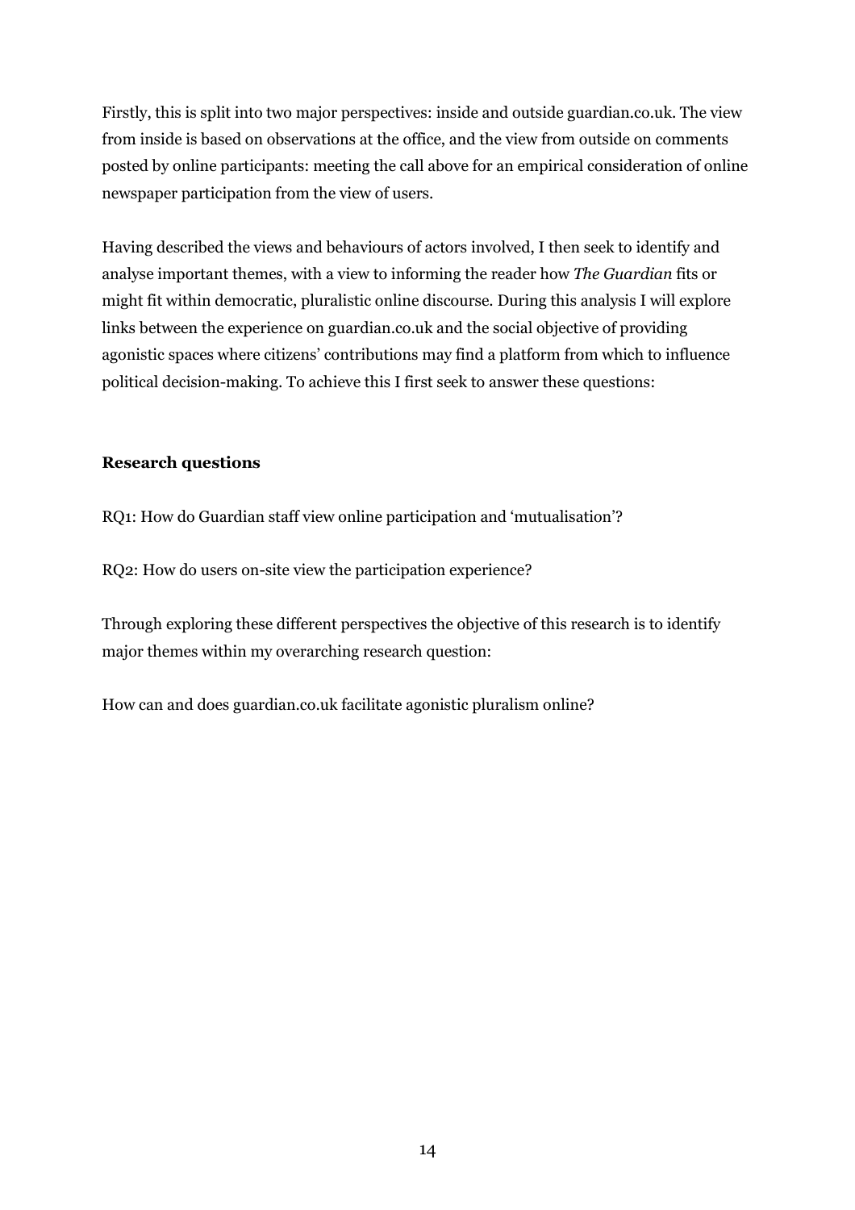Firstly, this is split into two major perspectives: inside and outside guardian.co.uk. The view from inside is based on observations at the office, and the view from outside on comments posted by online participants: meeting the call above for an empirical consideration of online newspaper participation from the view of users.

Having described the views and behaviours of actors involved, I then seek to identify and analyse important themes, with a view to informing the reader how *The Guardian* fits or might fit within democratic, pluralistic online discourse. During this analysis I will explore links between the experience on guardian.co.uk and the social objective of providing agonistic spaces where citizens' contributions may find a platform from which to influence political decision-making. To achieve this I first seek to answer these questions:

**Research questions**

RQ1: How do Guardian staff view online participation and 'mutualisation'?

RQ2: How do users on-site view the participation experience?

Through exploring these different perspectives the objective of this research is to identify major themes within my overarching research question:

How can and does guardian.co.uk facilitate agonistic pluralism online?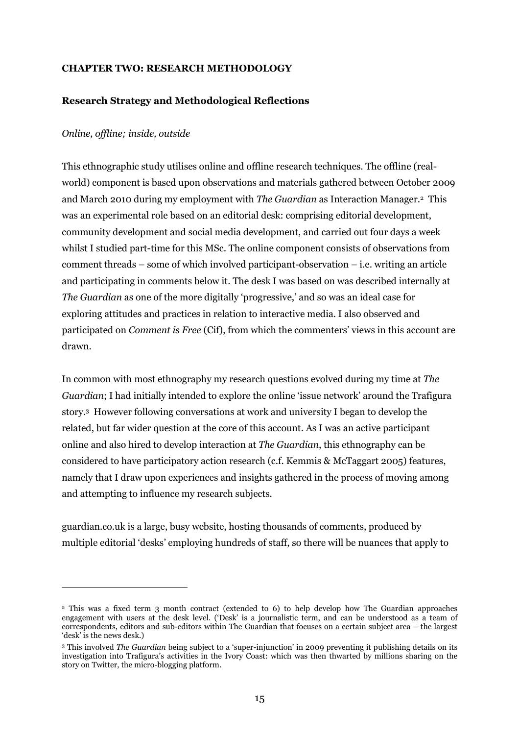**CHAPTER TWO: RESEARCH METHODOLOGY**

**Research Strategy and Methodological Reflections**

*Online, offline; inside, outside*

This ethnographic study utilises online and offline research techniques. The offline (real-world) component is based upon observations and materials gathered between October 2009 and March 2010 during my employment with *The Guardian* as Interaction Manager.[2] This was an experimental role based on an editorial desk: comprising editorial development, community development and social media development, and carried out four days a week whilst I studied part-time for this MSc. The online component consists of observations from comment threads – some of which involved participant-observation – i.e. writing an article and participating in comments below it. The desk I was based on was described internally at *The Guardian* as one of the more digitally 'progressive,' and so was an ideal case for exploring attitudes and practices in relation to interactive media. I also observed and participated on *Comment is Free* (Cif), from which the commenters' views in this account are drawn.

In common with most ethnography my research questions evolved during my time at *The Guardian*; I had initially intended to explore the online 'issue network' around the Trafigura story.[3] However following conversations at work and university I began to develop the related, but far wider question at the core of this account. As I was an active participant online and also hired to develop interaction at *The Guardian*, this ethnography can be considered to have participatory action research (c.f. Kemmis & McTaggart 2005) features, namely that I draw upon experiences and insights gathered in the process of moving among and attempting to influence my research subjects.

guardian.co.uk is a large, busy website, hosting thousands of comments, produced by multiple editorial 'desks' employing hundreds of staff, so there will be nuances that apply to

---

[2] This was a fixed term 3 month contract (extended to 6) to help develop how The Guardian approaches engagement with users at the desk level. ('Desk' is a journalistic term, and can be understood as a team of correspondents, editors and sub-editors within The Guardian that focuses on a certain subject area – the largest 'desk' is the news desk.)

[3] This involved *The Guardian* being subject to a 'super-injunction' in 2009 preventing it publishing details on its investigation into Trafigura's activities in the Ivory Coast: which was then thwarted by millions sharing on the story on Twitter, the micro-blogging platform.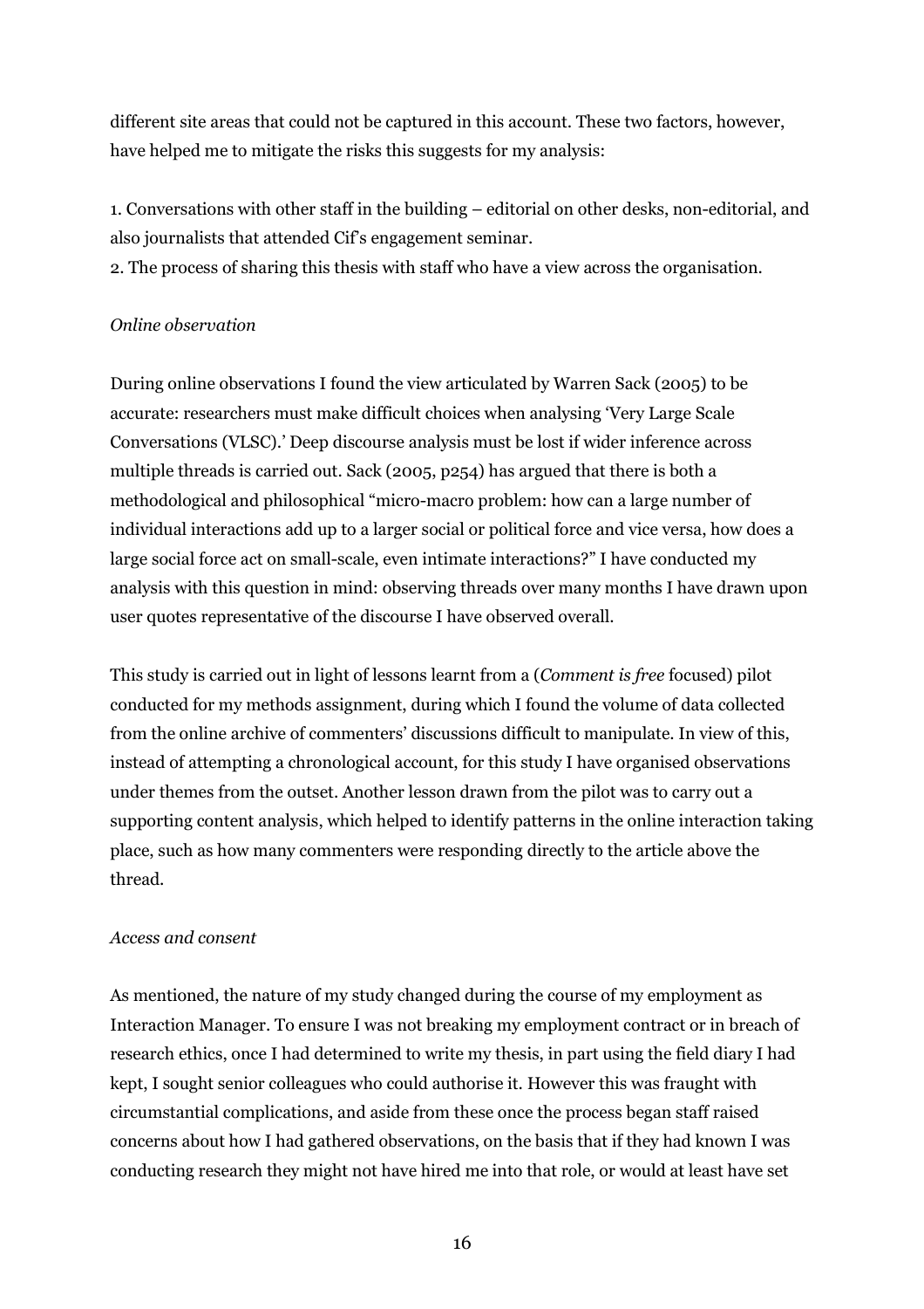different site areas that could not be captured in this account. These two factors, however, have helped me to mitigate the risks this suggests for my analysis:

1. Conversations with other staff in the building – editorial on other desks, non-editorial, and also journalists that attended Cif's engagement seminar.
2. The process of sharing this thesis with staff who have a view across the organisation.

*Online observation*

During online observations I found the view articulated by Warren Sack (2005) to be accurate: researchers must make difficult choices when analysing 'Very Large Scale Conversations (VLSC).' Deep discourse analysis must be lost if wider inference across multiple threads is carried out. Sack (2005, p254) has argued that there is both a methodological and philosophical "micro-macro problem: how can a large number of individual interactions add up to a larger social or political force and vice versa, how does a large social force act on small-scale, even intimate interactions?" I have conducted my analysis with this question in mind: observing threads over many months I have drawn upon user quotes representative of the discourse I have observed overall.

This study is carried out in light of lessons learnt from a (*Comment is free* focused) pilot conducted for my methods assignment, during which I found the volume of data collected from the online archive of commenters' discussions difficult to manipulate. In view of this, instead of attempting a chronological account, for this study I have organised observations under themes from the outset. Another lesson drawn from the pilot was to carry out a supporting content analysis, which helped to identify patterns in the online interaction taking place, such as how many commenters were responding directly to the article above the thread.

*Access and consent*

As mentioned, the nature of my study changed during the course of my employment as Interaction Manager. To ensure I was not breaking my employment contract or in breach of research ethics, once I had determined to write my thesis, in part using the field diary I had kept, I sought senior colleagues who could authorise it. However this was fraught with circumstantial complications, and aside from these once the process began staff raised concerns about how I had gathered observations, on the basis that if they had known I was conducting research they might not have hired me into that role, or would at least have set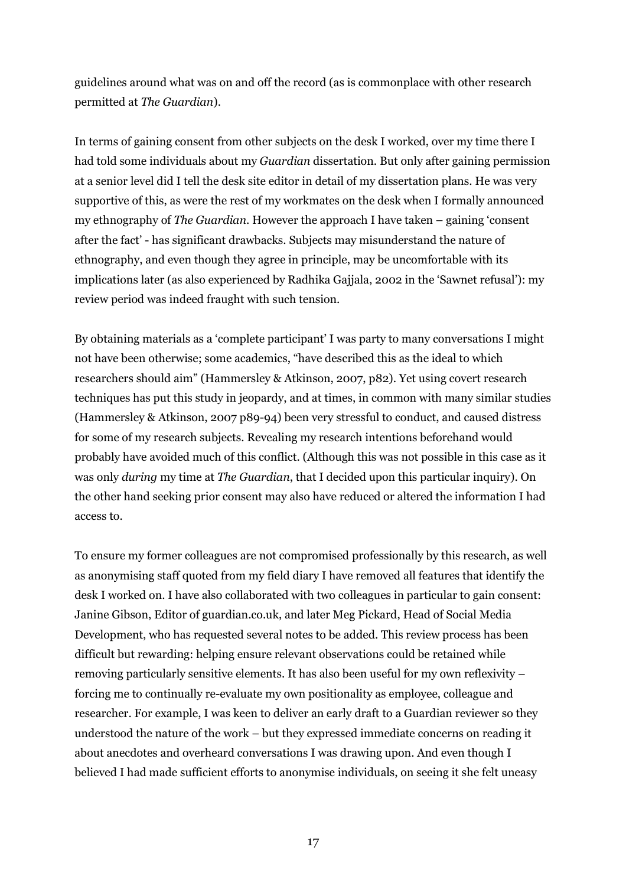guidelines around what was on and off the record (as is commonplace with other research permitted at *The Guardian*).

In terms of gaining consent from other subjects on the desk I worked, over my time there I had told some individuals about my *Guardian* dissertation. But only after gaining permission at a senior level did I tell the desk site editor in detail of my dissertation plans. He was very supportive of this, as were the rest of my workmates on the desk when I formally announced my ethnography of *The Guardian*. However the approach I have taken – gaining 'consent after the fact' - has significant drawbacks. Subjects may misunderstand the nature of ethnography, and even though they agree in principle, may be uncomfortable with its implications later (as also experienced by Radhika Gajjala, 2002 in the 'Sawnet refusal'): my review period was indeed fraught with such tension.

By obtaining materials as a 'complete participant' I was party to many conversations I might not have been otherwise; some academics, "have described this as the ideal to which researchers should aim" (Hammersley & Atkinson, 2007, p82). Yet using covert research techniques has put this study in jeopardy, and at times, in common with many similar studies (Hammersley & Atkinson, 2007 p89-94) been very stressful to conduct, and caused distress for some of my research subjects. Revealing my research intentions beforehand would probably have avoided much of this conflict. (Although this was not possible in this case as it was only *during* my time at *The Guardian*, that I decided upon this particular inquiry). On the other hand seeking prior consent may also have reduced or altered the information I had access to.

To ensure my former colleagues are not compromised professionally by this research, as well as anonymising staff quoted from my field diary I have removed all features that identify the desk I worked on. I have also collaborated with two colleagues in particular to gain consent: Janine Gibson, Editor of guardian.co.uk, and later Meg Pickard, Head of Social Media Development, who has requested several notes to be added. This review process has been difficult but rewarding: helping ensure relevant observations could be retained while removing particularly sensitive elements. It has also been useful for my own reflexivity – forcing me to continually re-evaluate my own positionality as employee, colleague and researcher. For example, I was keen to deliver an early draft to a Guardian reviewer so they understood the nature of the work – but they expressed immediate concerns on reading it about anecdotes and overheard conversations I was drawing upon. And even though I believed I had made sufficient efforts to anonymise individuals, on seeing it she felt uneasy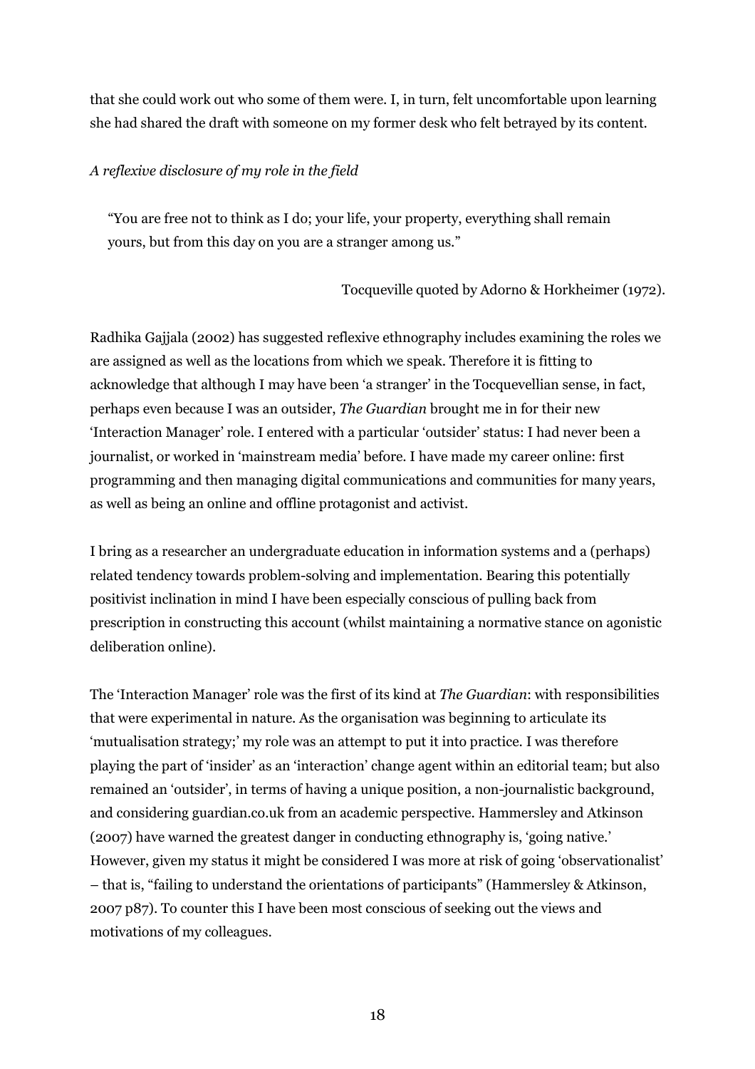that she could work out who some of them were. I, in turn, felt uncomfortable upon learning she had shared the draft with someone on my former desk who felt betrayed by its content.

*A reflexive disclosure of my role in the field*

> "You are free not to think as I do; your life, your property, everything shall remain yours, but from this day on you are a stranger among us."
>
> Tocqueville quoted by Adorno & Horkheimer (1972).

Radhika Gajjala (2002) has suggested reflexive ethnography includes examining the roles we are assigned as well as the locations from which we speak. Therefore it is fitting to acknowledge that although I may have been 'a stranger' in the Tocquevellian sense, in fact, perhaps even because I was an outsider, *The Guardian* brought me in for their new 'Interaction Manager' role. I entered with a particular 'outsider' status: I had never been a journalist, or worked in 'mainstream media' before. I have made my career online: first programming and then managing digital communications and communities for many years, as well as being an online and offline protagonist and activist.

I bring as a researcher an undergraduate education in information systems and a (perhaps) related tendency towards problem-solving and implementation. Bearing this potentially positivist inclination in mind I have been especially conscious of pulling back from prescription in constructing this account (whilst maintaining a normative stance on agonistic deliberation online).

The 'Interaction Manager' role was the first of its kind at *The Guardian*: with responsibilities that were experimental in nature. As the organisation was beginning to articulate its 'mutualisation strategy;' my role was an attempt to put it into practice. I was therefore playing the part of 'insider' as an 'interaction' change agent within an editorial team; but also remained an 'outsider', in terms of having a unique position, a non-journalistic background, and considering guardian.co.uk from an academic perspective. Hammersley and Atkinson (2007) have warned the greatest danger in conducting ethnography is, 'going native.' However, given my status it might be considered I was more at risk of going 'observationalist' – that is, "failing to understand the orientations of participants" (Hammersley & Atkinson, 2007 p87). To counter this I have been most conscious of seeking out the views and motivations of my colleagues.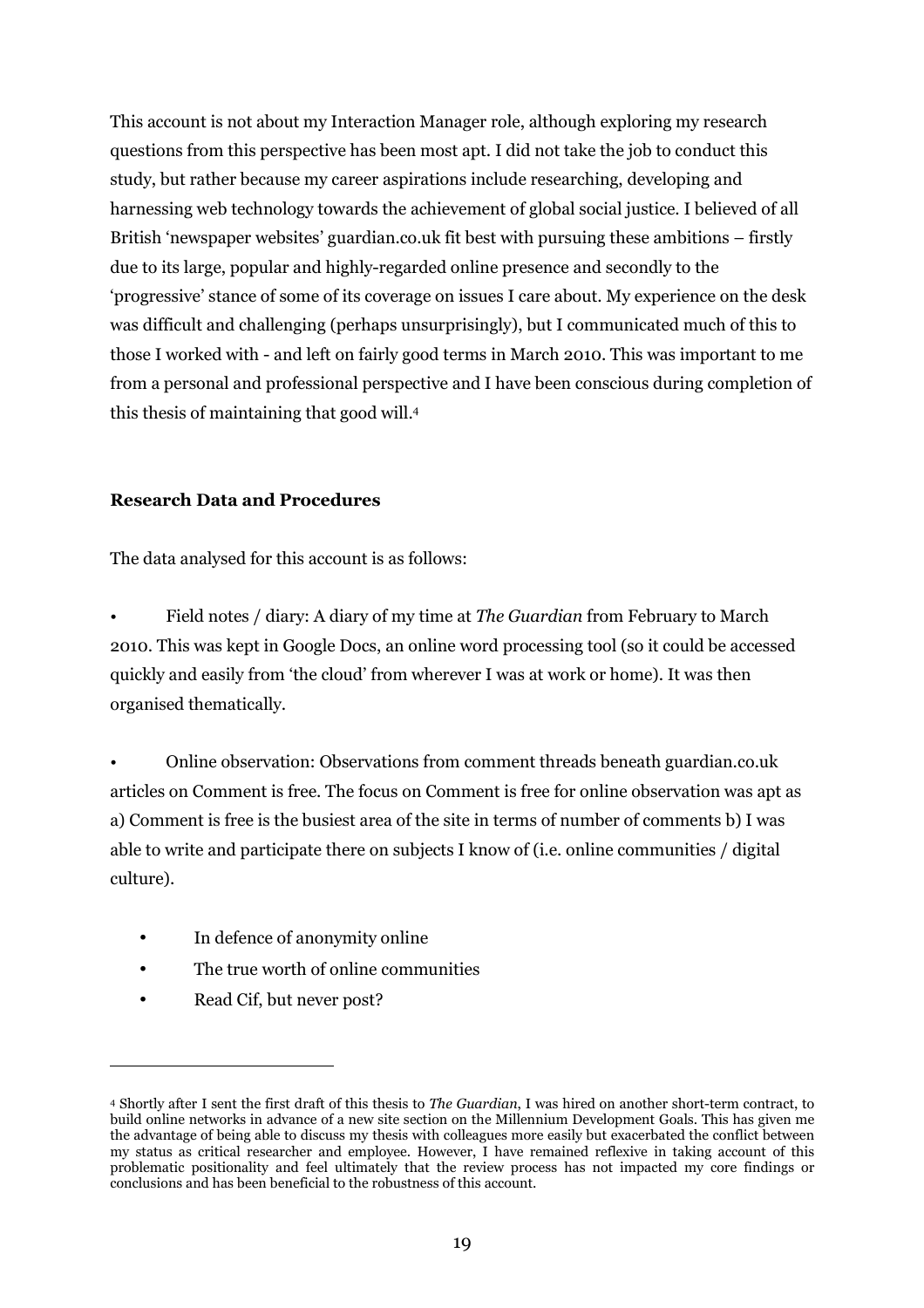This account is not about my Interaction Manager role, although exploring my research questions from this perspective has been most apt. I did not take the job to conduct this study, but rather because my career aspirations include researching, developing and harnessing web technology towards the achievement of global social justice. I believed of all British 'newspaper websites' guardian.co.uk fit best with pursuing these ambitions – firstly due to its large, popular and highly-regarded online presence and secondly to the 'progressive' stance of some of its coverage on issues I care about. My experience on the desk was difficult and challenging (perhaps unsurprisingly), but I communicated much of this to those I worked with - and left on fairly good terms in March 2010. This was important to me from a personal and professional perspective and I have been conscious during completion of this thesis of maintaining that good will.[4]

**Research Data and Procedures**

The data analysed for this account is as follows:

- Field notes / diary: A diary of my time at *The Guardian* from February to March 2010. This was kept in Google Docs, an online word processing tool (so it could be accessed quickly and easily from 'the cloud' from wherever I was at work or home). It was then organised thematically.

- Online observation: Observations from comment threads beneath guardian.co.uk articles on Comment is free. The focus on Comment is free for online observation was apt as a) Comment is free is the busiest area of the site in terms of number of comments b) I was able to write and participate there on subjects I know of (i.e. online communities / digital culture).

  - In defence of anonymity online
  - The true worth of online communities
  - Read Cif, but never post?

---

[4] Shortly after I sent the first draft of this thesis to *The Guardian*, I was hired on another short-term contract, to build online networks in advance of a new site section on the Millennium Development Goals. This has given me the advantage of being able to discuss my thesis with colleagues more easily but exacerbated the conflict between my status as critical researcher and employee. However, I have remained reflexive in taking account of this problematic positionality and feel ultimately that the review process has not impacted my core findings or conclusions and has been beneficial to the robustness of this account.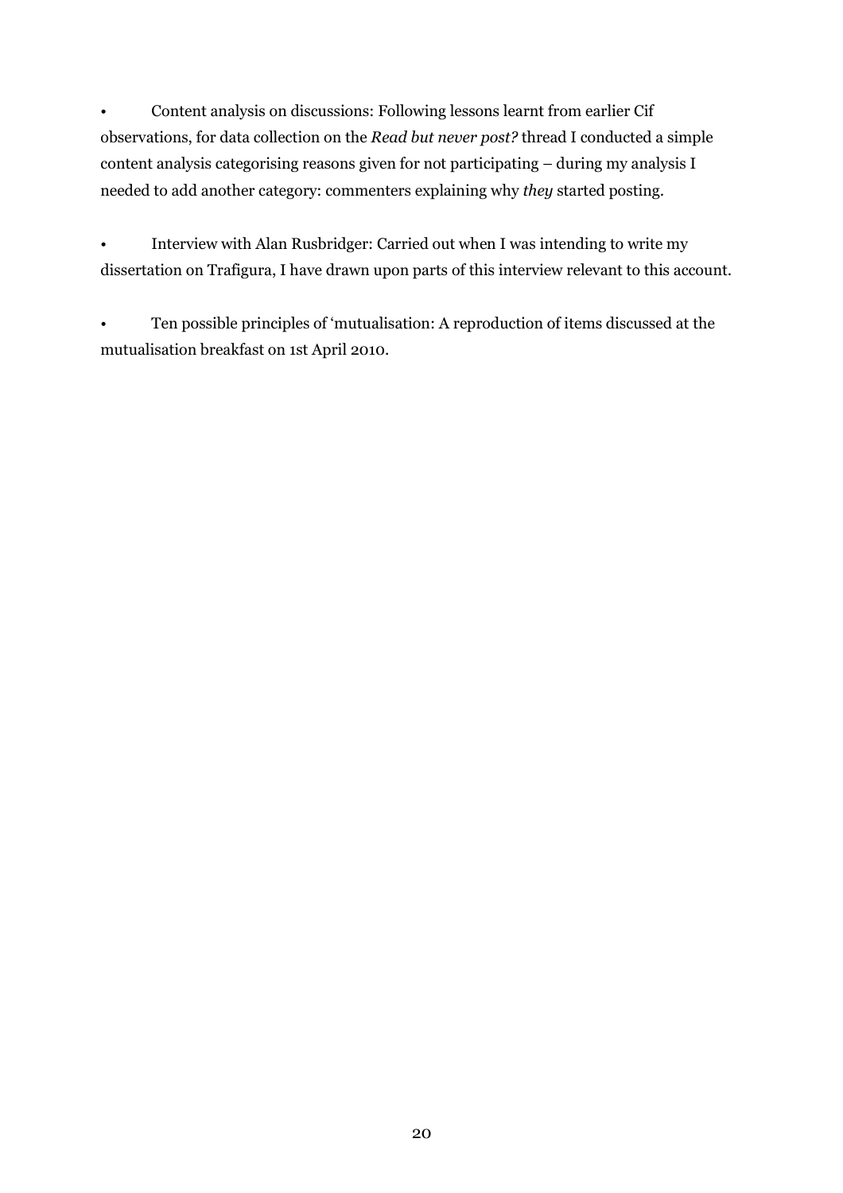- Content analysis on discussions: Following lessons learnt from earlier Cif observations, for data collection on the *Read but never post?* thread I conducted a simple content analysis categorising reasons given for not participating – during my analysis I needed to add another category: commenters explaining why *they* started posting.

- Interview with Alan Rusbridger: Carried out when I was intending to write my dissertation on Trafigura, I have drawn upon parts of this interview relevant to this account.

- Ten possible principles of 'mutualisation: A reproduction of items discussed at the mutualisation breakfast on 1st April 2010.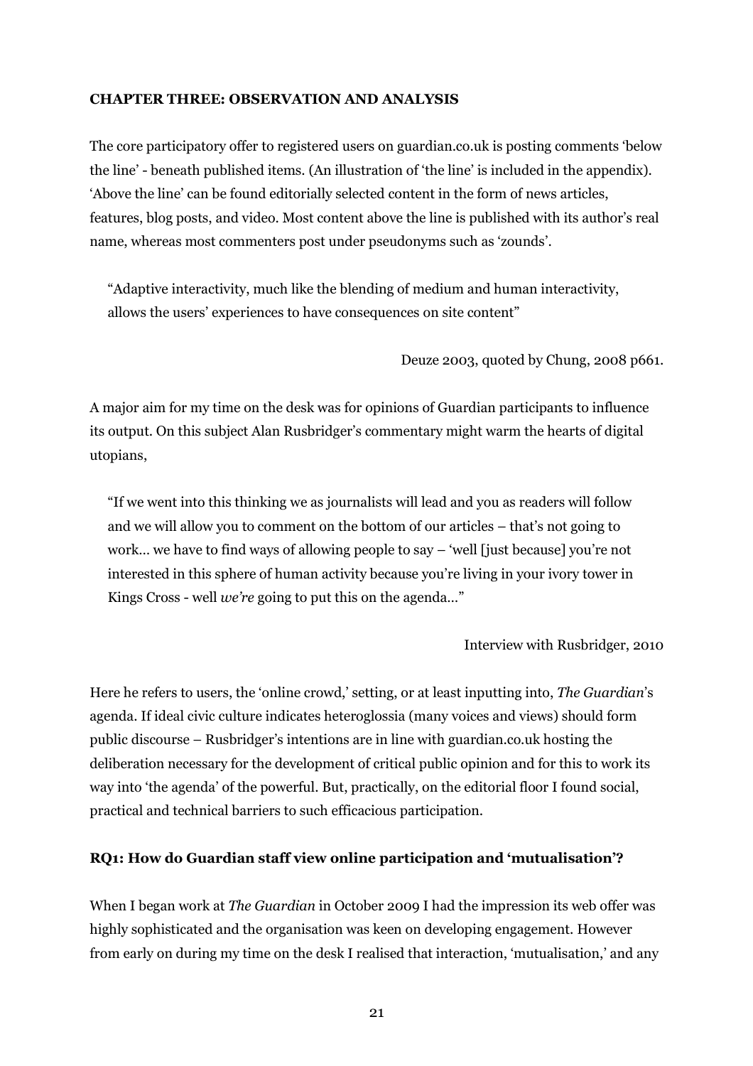**CHAPTER THREE: OBSERVATION AND ANALYSIS**

The core participatory offer to registered users on guardian.co.uk is posting comments 'below the line' - beneath published items. (An illustration of 'the line' is included in the appendix). 'Above the line' can be found editorially selected content in the form of news articles, features, blog posts, and video. Most content above the line is published with its author's real name, whereas most commenters post under pseudonyms such as 'zounds'.

> "Adaptive interactivity, much like the blending of medium and human interactivity, allows the users' experiences to have consequences on site content"
>
> Deuze 2003, quoted by Chung, 2008 p661.

A major aim for my time on the desk was for opinions of Guardian participants to influence its output. On this subject Alan Rusbridger's commentary might warm the hearts of digital utopians,

> "If we went into this thinking we as journalists will lead and you as readers will follow and we will allow you to comment on the bottom of our articles – that's not going to work… we have to find ways of allowing people to say – 'well [just because] you're not interested in this sphere of human activity because you're living in your ivory tower in Kings Cross - well *we're* going to put this on the agenda…"
>
> Interview with Rusbridger, 2010

Here he refers to users, the 'online crowd,' setting, or at least inputting into, *The Guardian*'s agenda. If ideal civic culture indicates heteroglossia (many voices and views) should form public discourse – Rusbridger's intentions are in line with guardian.co.uk hosting the deliberation necessary for the development of critical public opinion and for this to work its way into 'the agenda' of the powerful. But, practically, on the editorial floor I found social, practical and technical barriers to such efficacious participation.

**RQ1: How do Guardian staff view online participation and 'mutualisation'?**

When I began work at *The Guardian* in October 2009 I had the impression its web offer was highly sophisticated and the organisation was keen on developing engagement. However from early on during my time on the desk I realised that interaction, 'mutualisation,' and any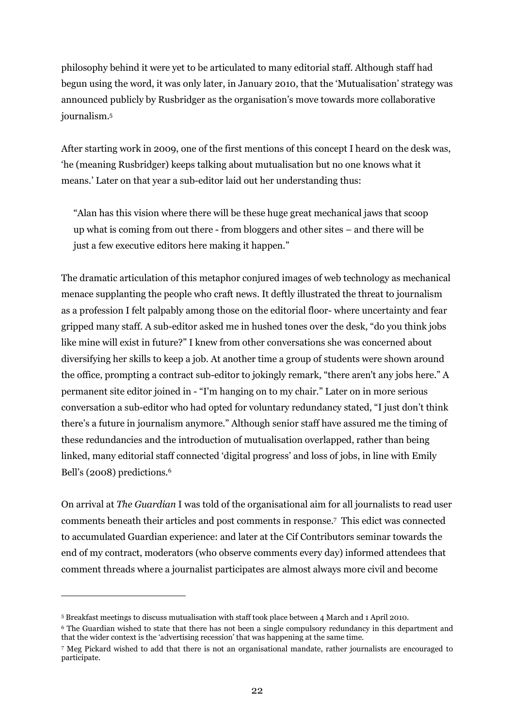philosophy behind it were yet to be articulated to many editorial staff. Although staff had begun using the word, it was only later, in January 2010, that the 'Mutualisation' strategy was announced publicly by Rusbridger as the organisation's move towards more collaborative journalism.[5]

After starting work in 2009, one of the first mentions of this concept I heard on the desk was, 'he (meaning Rusbridger) keeps talking about mutualisation but no one knows what it means.' Later on that year a sub-editor laid out her understanding thus:

> "Alan has this vision where there will be these huge great mechanical jaws that scoop up what is coming from out there - from bloggers and other sites – and there will be just a few executive editors here making it happen."

The dramatic articulation of this metaphor conjured images of web technology as mechanical menace supplanting the people who craft news. It deftly illustrated the threat to journalism as a profession I felt palpably among those on the editorial floor- where uncertainty and fear gripped many staff. A sub-editor asked me in hushed tones over the desk, "do you think jobs like mine will exist in future?" I knew from other conversations she was concerned about diversifying her skills to keep a job. At another time a group of students were shown around the office, prompting a contract sub-editor to jokingly remark, "there aren't any jobs here." A permanent site editor joined in - "I'm hanging on to my chair." Later on in more serious conversation a sub-editor who had opted for voluntary redundancy stated, "I just don't think there's a future in journalism anymore." Although senior staff have assured me the timing of these redundancies and the introduction of mutualisation overlapped, rather than being linked, many editorial staff connected 'digital progress' and loss of jobs, in line with Emily Bell's (2008) predictions.[6]

On arrival at *The Guardian* I was told of the organisational aim for all journalists to read user comments beneath their articles and post comments in response.[7] This edict was connected to accumulated Guardian experience: and later at the Cif Contributors seminar towards the end of my contract, moderators (who observe comments every day) informed attendees that comment threads where a journalist participates are almost always more civil and become

---

[5] Breakfast meetings to discuss mutualisation with staff took place between 4 March and 1 April 2010.

[6] The Guardian wished to state that there has not been a single compulsory redundancy in this department and that the wider context is the 'advertising recession' that was happening at the same time.

[7] Meg Pickard wished to add that there is not an organisational mandate, rather journalists are encouraged to participate.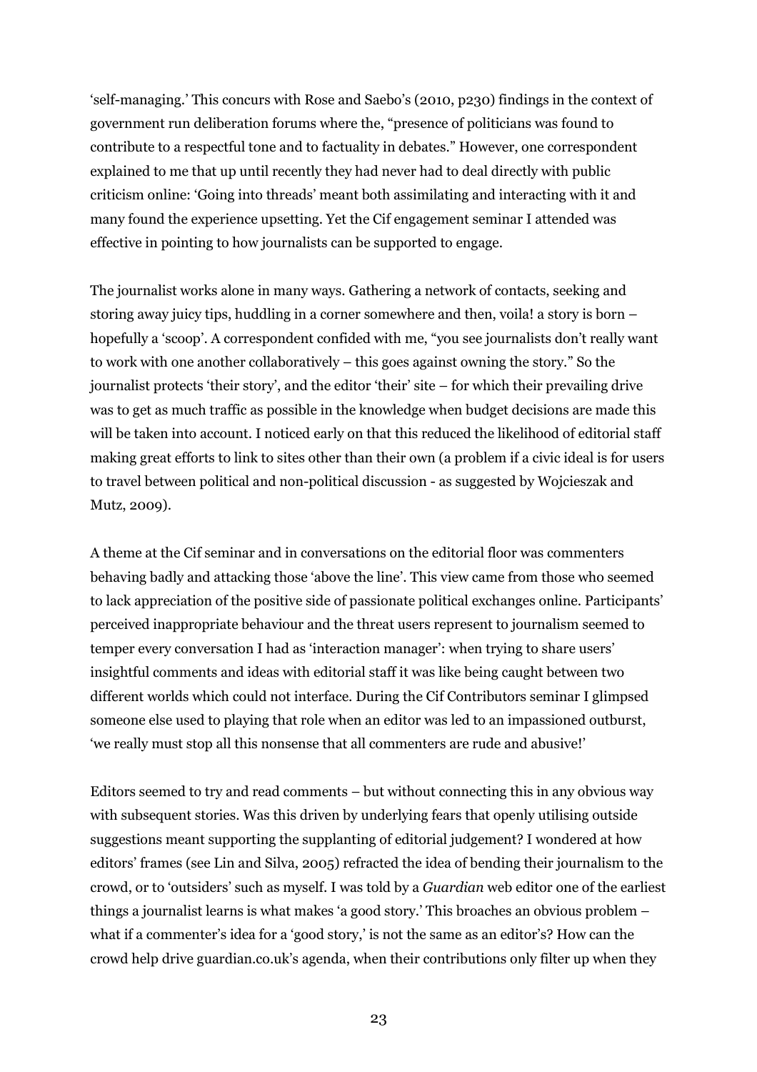'self-managing.' This concurs with Rose and Saebo's (2010, p230) findings in the context of government run deliberation forums where the, "presence of politicians was found to contribute to a respectful tone and to factuality in debates." However, one correspondent explained to me that up until recently they had never had to deal directly with public criticism online: 'Going into threads' meant both assimilating and interacting with it and many found the experience upsetting. Yet the Cif engagement seminar I attended was effective in pointing to how journalists can be supported to engage.

The journalist works alone in many ways. Gathering a network of contacts, seeking and storing away juicy tips, huddling in a corner somewhere and then, voila! a story is born – hopefully a 'scoop'. A correspondent confided with me, "you see journalists don't really want to work with one another collaboratively – this goes against owning the story." So the journalist protects 'their story', and the editor 'their' site – for which their prevailing drive was to get as much traffic as possible in the knowledge when budget decisions are made this will be taken into account. I noticed early on that this reduced the likelihood of editorial staff making great efforts to link to sites other than their own (a problem if a civic ideal is for users to travel between political and non-political discussion - as suggested by Wojcieszak and Mutz, 2009).

A theme at the Cif seminar and in conversations on the editorial floor was commenters behaving badly and attacking those 'above the line'. This view came from those who seemed to lack appreciation of the positive side of passionate political exchanges online. Participants' perceived inappropriate behaviour and the threat users represent to journalism seemed to temper every conversation I had as 'interaction manager': when trying to share users' insightful comments and ideas with editorial staff it was like being caught between two different worlds which could not interface. During the Cif Contributors seminar I glimpsed someone else used to playing that role when an editor was led to an impassioned outburst, 'we really must stop all this nonsense that all commenters are rude and abusive!'

Editors seemed to try and read comments – but without connecting this in any obvious way with subsequent stories. Was this driven by underlying fears that openly utilising outside suggestions meant supporting the supplanting of editorial judgement? I wondered at how editors' frames (see Lin and Silva, 2005) refracted the idea of bending their journalism to the crowd, or to 'outsiders' such as myself. I was told by a *Guardian* web editor one of the earliest things a journalist learns is what makes 'a good story.' This broaches an obvious problem – what if a commenter's idea for a 'good story,' is not the same as an editor's? How can the crowd help drive guardian.co.uk's agenda, when their contributions only filter up when they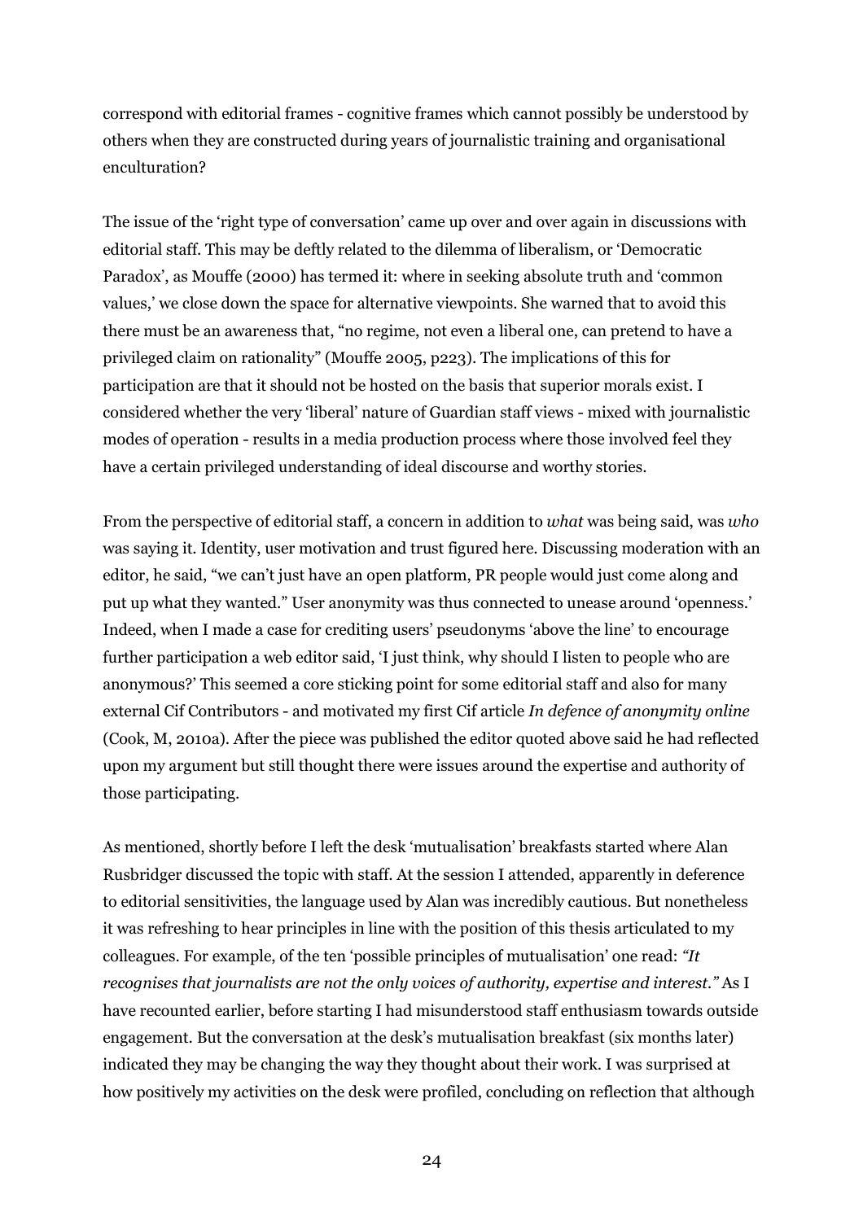correspond with editorial frames - cognitive frames which cannot possibly be understood by others when they are constructed during years of journalistic training and organisational enculturation?

The issue of the 'right type of conversation' came up over and over again in discussions with editorial staff. This may be deftly related to the dilemma of liberalism, or 'Democratic Paradox', as Mouffe (2000) has termed it: where in seeking absolute truth and 'common values,' we close down the space for alternative viewpoints. She warned that to avoid this there must be an awareness that, "no regime, not even a liberal one, can pretend to have a privileged claim on rationality" (Mouffe 2005, p223). The implications of this for participation are that it should not be hosted on the basis that superior morals exist. I considered whether the very 'liberal' nature of Guardian staff views - mixed with journalistic modes of operation - results in a media production process where those involved feel they have a certain privileged understanding of ideal discourse and worthy stories.

From the perspective of editorial staff, a concern in addition to *what* was being said, was *who* was saying it. Identity, user motivation and trust figured here. Discussing moderation with an editor, he said, "we can't just have an open platform, PR people would just come along and put up what they wanted." User anonymity was thus connected to unease around 'openness.' Indeed, when I made a case for crediting users' pseudonyms 'above the line' to encourage further participation a web editor said, 'I just think, why should I listen to people who are anonymous?' This seemed a core sticking point for some editorial staff and also for many external Cif Contributors - and motivated my first Cif article *In defence of anonymity online* (Cook, M, 2010a). After the piece was published the editor quoted above said he had reflected upon my argument but still thought there were issues around the expertise and authority of those participating.

As mentioned, shortly before I left the desk 'mutualisation' breakfasts started where Alan Rusbridger discussed the topic with staff. At the session I attended, apparently in deference to editorial sensitivities, the language used by Alan was incredibly cautious. But nonetheless it was refreshing to hear principles in line with the position of this thesis articulated to my colleagues. For example, of the ten 'possible principles of mutualisation' one read: *"It recognises that journalists are not the only voices of authority, expertise and interest."* As I have recounted earlier, before starting I had misunderstood staff enthusiasm towards outside engagement. But the conversation at the desk's mutualisation breakfast (six months later) indicated they may be changing the way they thought about their work. I was surprised at how positively my activities on the desk were profiled, concluding on reflection that although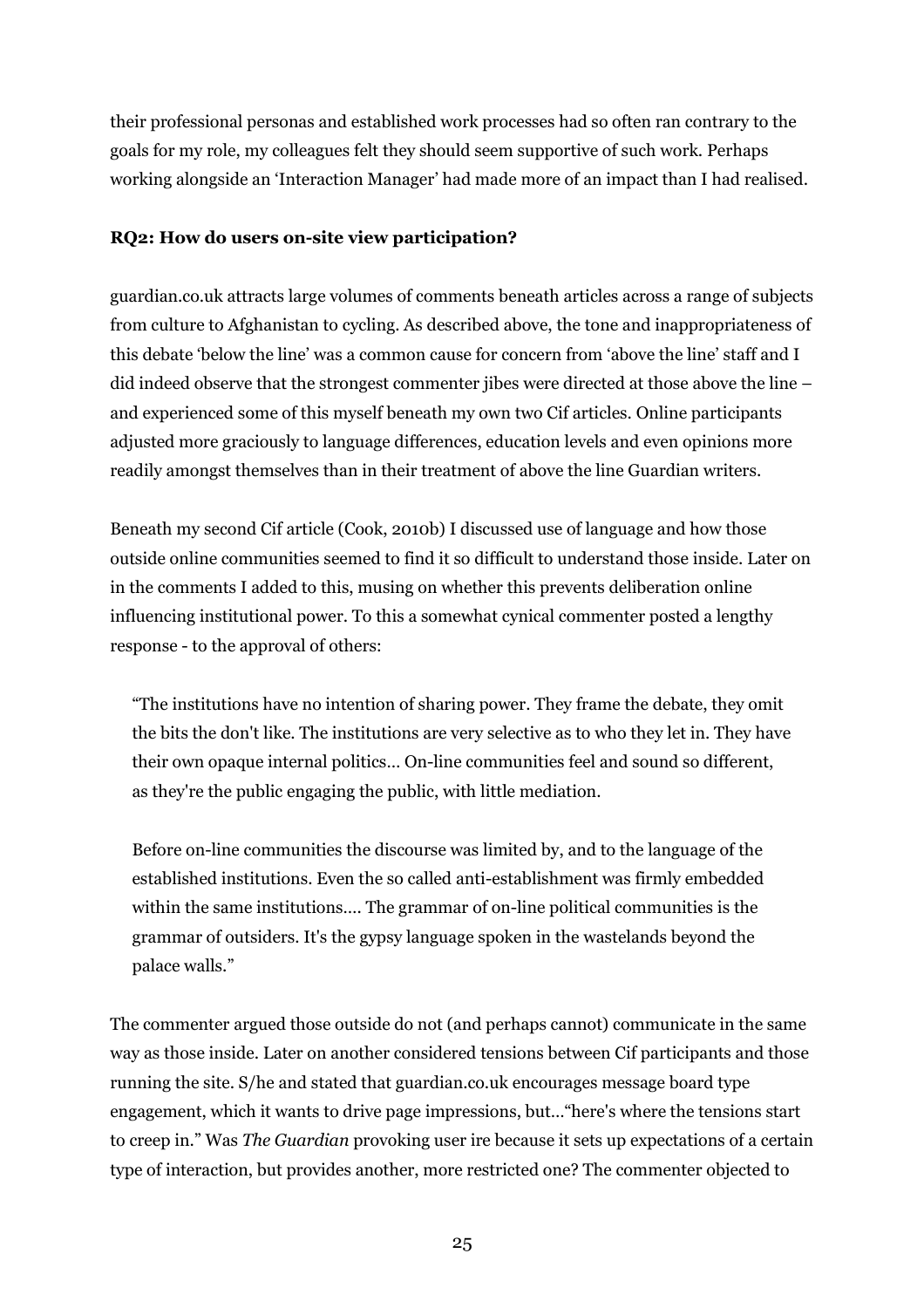their professional personas and established work processes had so often ran contrary to the goals for my role, my colleagues felt they should seem supportive of such work. Perhaps working alongside an 'Interaction Manager' had made more of an impact than I had realised.

**RQ2: How do users on-site view participation?**

guardian.co.uk attracts large volumes of comments beneath articles across a range of subjects from culture to Afghanistan to cycling. As described above, the tone and inappropriateness of this debate 'below the line' was a common cause for concern from 'above the line' staff and I did indeed observe that the strongest commenter jibes were directed at those above the line – and experienced some of this myself beneath my own two Cif articles. Online participants adjusted more graciously to language differences, education levels and even opinions more readily amongst themselves than in their treatment of above the line Guardian writers.

Beneath my second Cif article (Cook, 2010b) I discussed use of language and how those outside online communities seemed to find it so difficult to understand those inside. Later on in the comments I added to this, musing on whether this prevents deliberation online influencing institutional power. To this a somewhat cynical commenter posted a lengthy response - to the approval of others:

> "The institutions have no intention of sharing power. They frame the debate, they omit the bits the don't like. The institutions are very selective as to who they let in. They have their own opaque internal politics... On-line communities feel and sound so different, as they're the public engaging the public, with little mediation.
>
> Before on-line communities the discourse was limited by, and to the language of the established institutions. Even the so called anti-establishment was firmly embedded within the same institutions.... The grammar of on-line political communities is the grammar of outsiders. It's the gypsy language spoken in the wastelands beyond the palace walls."

The commenter argued those outside do not (and perhaps cannot) communicate in the same way as those inside. Later on another considered tensions between Cif participants and those running the site. S/he and stated that guardian.co.uk encourages message board type engagement, which it wants to drive page impressions, but..."here's where the tensions start to creep in." Was *The Guardian* provoking user ire because it sets up expectations of a certain type of interaction, but provides another, more restricted one? The commenter objected to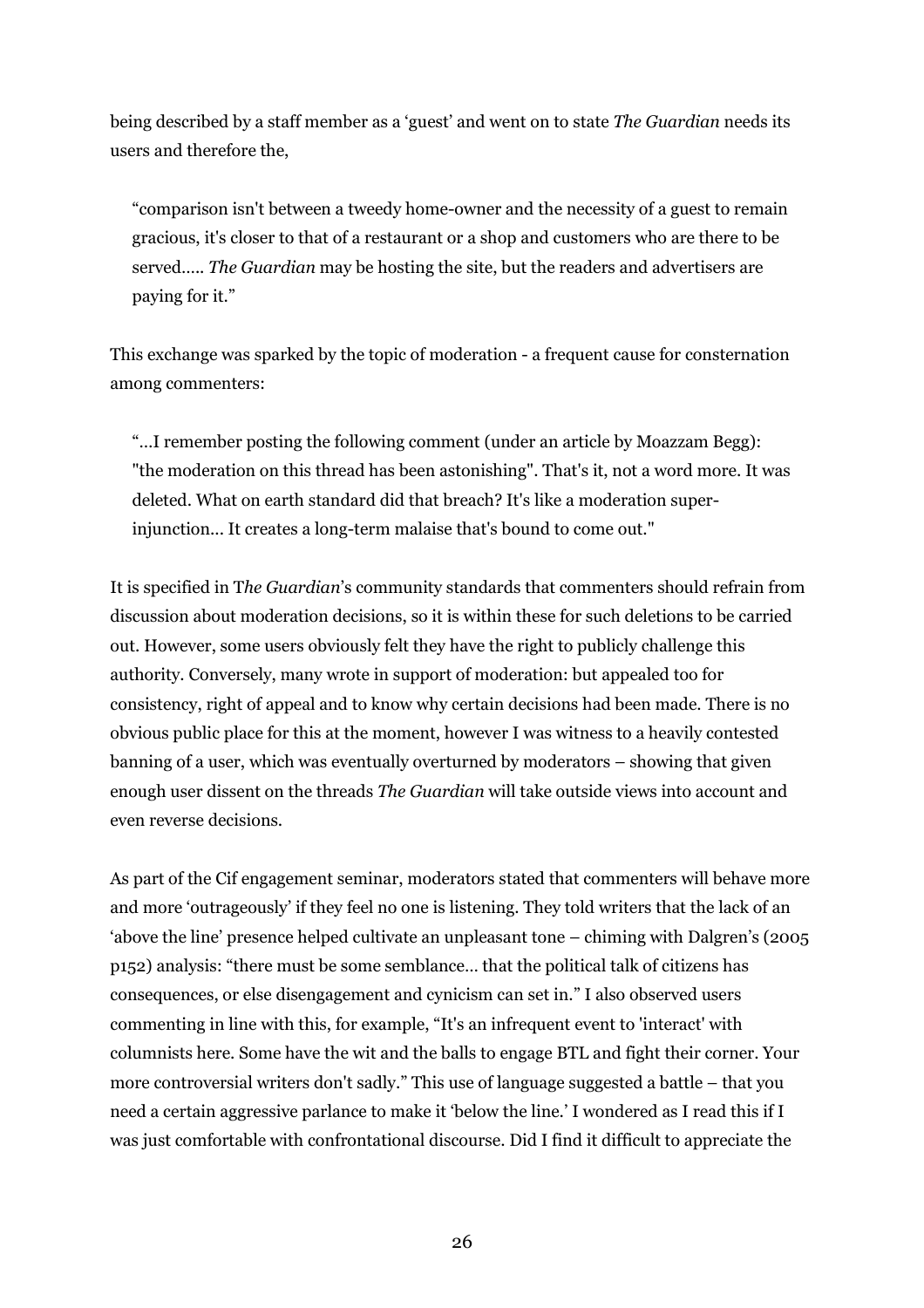being described by a staff member as a 'guest' and went on to state *The Guardian* needs its users and therefore the,

> "comparison isn't between a tweedy home-owner and the necessity of a guest to remain gracious, it's closer to that of a restaurant or a shop and customers who are there to be served….. *The Guardian* may be hosting the site, but the readers and advertisers are paying for it."

This exchange was sparked by the topic of moderation - a frequent cause for consternation among commenters:

> "…I remember posting the following comment (under an article by Moazzam Begg): "the moderation on this thread has been astonishing". That's it, not a word more. It was deleted. What on earth standard did that breach? It's like a moderation super-injunction… It creates a long-term malaise that's bound to come out."

It is specified in T*he Guardian*'s community standards that commenters should refrain from discussion about moderation decisions, so it is within these for such deletions to be carried out. However, some users obviously felt they have the right to publicly challenge this authority. Conversely, many wrote in support of moderation: but appealed too for consistency, right of appeal and to know why certain decisions had been made. There is no obvious public place for this at the moment, however I was witness to a heavily contested banning of a user, which was eventually overturned by moderators – showing that given enough user dissent on the threads *The Guardian* will take outside views into account and even reverse decisions.

As part of the Cif engagement seminar, moderators stated that commenters will behave more and more 'outrageously' if they feel no one is listening. They told writers that the lack of an 'above the line' presence helped cultivate an unpleasant tone – chiming with Dalgren's (2005 p152) analysis: "there must be some semblance… that the political talk of citizens has consequences, or else disengagement and cynicism can set in." I also observed users commenting in line with this, for example, "It's an infrequent event to 'interact' with columnists here. Some have the wit and the balls to engage BTL and fight their corner. Your more controversial writers don't sadly." This use of language suggested a battle – that you need a certain aggressive parlance to make it 'below the line.' I wondered as I read this if I was just comfortable with confrontational discourse. Did I find it difficult to appreciate the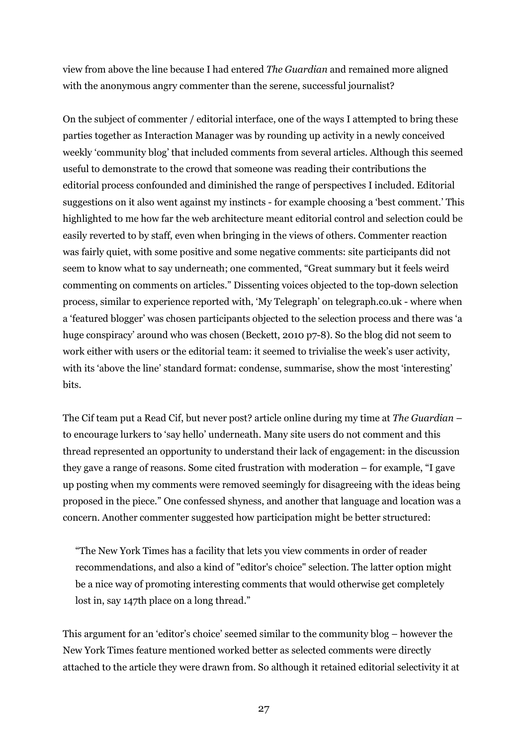view from above the line because I had entered *The Guardian* and remained more aligned with the anonymous angry commenter than the serene, successful journalist?

On the subject of commenter / editorial interface, one of the ways I attempted to bring these parties together as Interaction Manager was by rounding up activity in a newly conceived weekly 'community blog' that included comments from several articles. Although this seemed useful to demonstrate to the crowd that someone was reading their contributions the editorial process confounded and diminished the range of perspectives I included. Editorial suggestions on it also went against my instincts - for example choosing a 'best comment.' This highlighted to me how far the web architecture meant editorial control and selection could be easily reverted to by staff, even when bringing in the views of others. Commenter reaction was fairly quiet, with some positive and some negative comments: site participants did not seem to know what to say underneath; one commented, "Great summary but it feels weird commenting on comments on articles." Dissenting voices objected to the top-down selection process, similar to experience reported with, 'My Telegraph' on telegraph.co.uk - where when a 'featured blogger' was chosen participants objected to the selection process and there was 'a huge conspiracy' around who was chosen (Beckett, 2010 p7-8). So the blog did not seem to work either with users or the editorial team: it seemed to trivialise the week's user activity, with its 'above the line' standard format: condense, summarise, show the most 'interesting' bits.

The Cif team put a Read Cif, but never post? article online during my time at *The Guardian* – to encourage lurkers to 'say hello' underneath. Many site users do not comment and this thread represented an opportunity to understand their lack of engagement: in the discussion they gave a range of reasons. Some cited frustration with moderation – for example, "I gave up posting when my comments were removed seemingly for disagreeing with the ideas being proposed in the piece." One confessed shyness, and another that language and location was a concern. Another commenter suggested how participation might be better structured:

> "The New York Times has a facility that lets you view comments in order of reader recommendations, and also a kind of "editor's choice" selection. The latter option might be a nice way of promoting interesting comments that would otherwise get completely lost in, say 147th place on a long thread."

This argument for an 'editor's choice' seemed similar to the community blog – however the New York Times feature mentioned worked better as selected comments were directly attached to the article they were drawn from. So although it retained editorial selectivity it at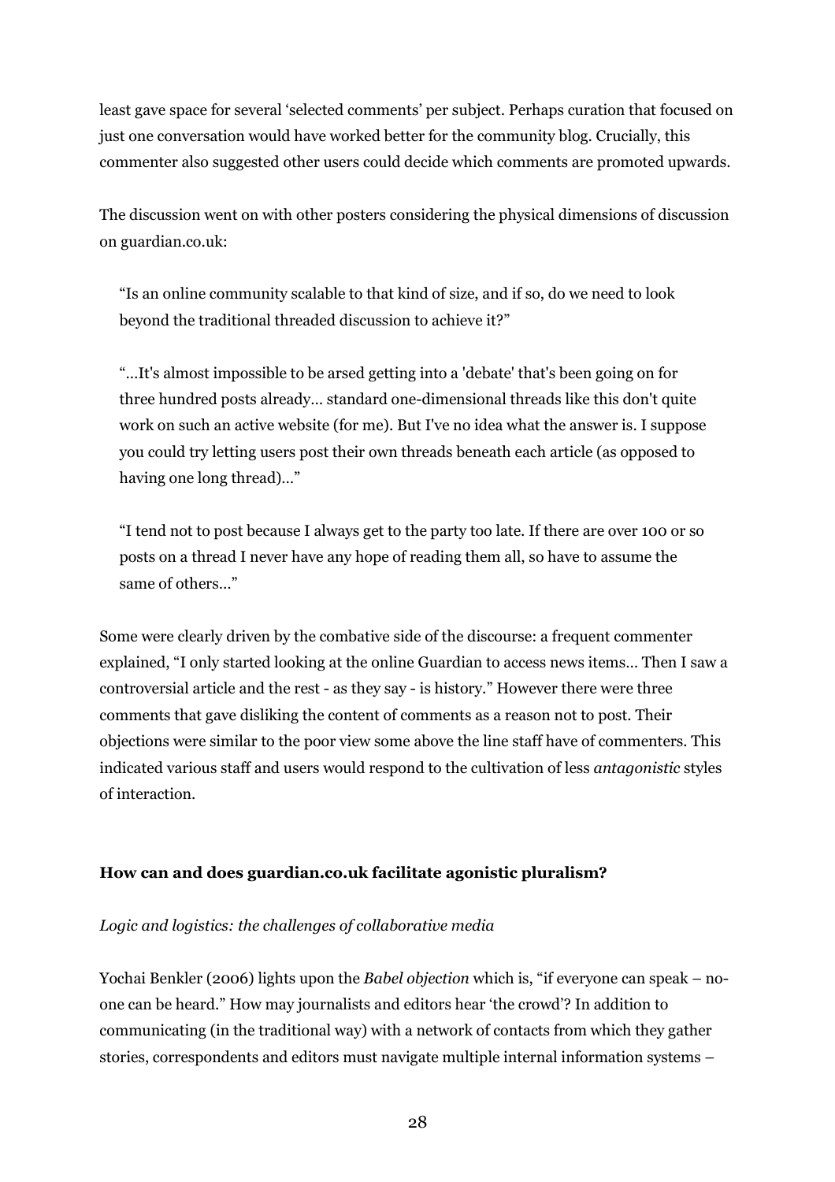least gave space for several 'selected comments' per subject. Perhaps curation that focused on just one conversation would have worked better for the community blog. Crucially, this commenter also suggested other users could decide which comments are promoted upwards.

The discussion went on with other posters considering the physical dimensions of discussion on guardian.co.uk:

> "Is an online community scalable to that kind of size, and if so, do we need to look beyond the traditional threaded discussion to achieve it?"
>
> "...It's almost impossible to be arsed getting into a 'debate' that's been going on for three hundred posts already... standard one-dimensional threads like this don't quite work on such an active website (for me). But I've no idea what the answer is. I suppose you could try letting users post their own threads beneath each article (as opposed to having one long thread)..."
>
> "I tend not to post because I always get to the party too late. If there are over 100 or so posts on a thread I never have any hope of reading them all, so have to assume the same of others..."

Some were clearly driven by the combative side of the discourse: a frequent commenter explained, "I only started looking at the online Guardian to access news items... Then I saw a controversial article and the rest - as they say - is history." However there were three comments that gave disliking the content of comments as a reason not to post. Their objections were similar to the poor view some above the line staff have of commenters. This indicated various staff and users would respond to the cultivation of less *antagonistic* styles of interaction.

## How can and does guardian.co.uk facilitate agonistic pluralism?

### *Logic and logistics: the challenges of collaborative media*

Yochai Benkler (2006) lights upon the *Babel objection* which is, "if everyone can speak – no-one can be heard." How may journalists and editors hear 'the crowd'? In addition to communicating (in the traditional way) with a network of contacts from which they gather stories, correspondents and editors must navigate multiple internal information systems –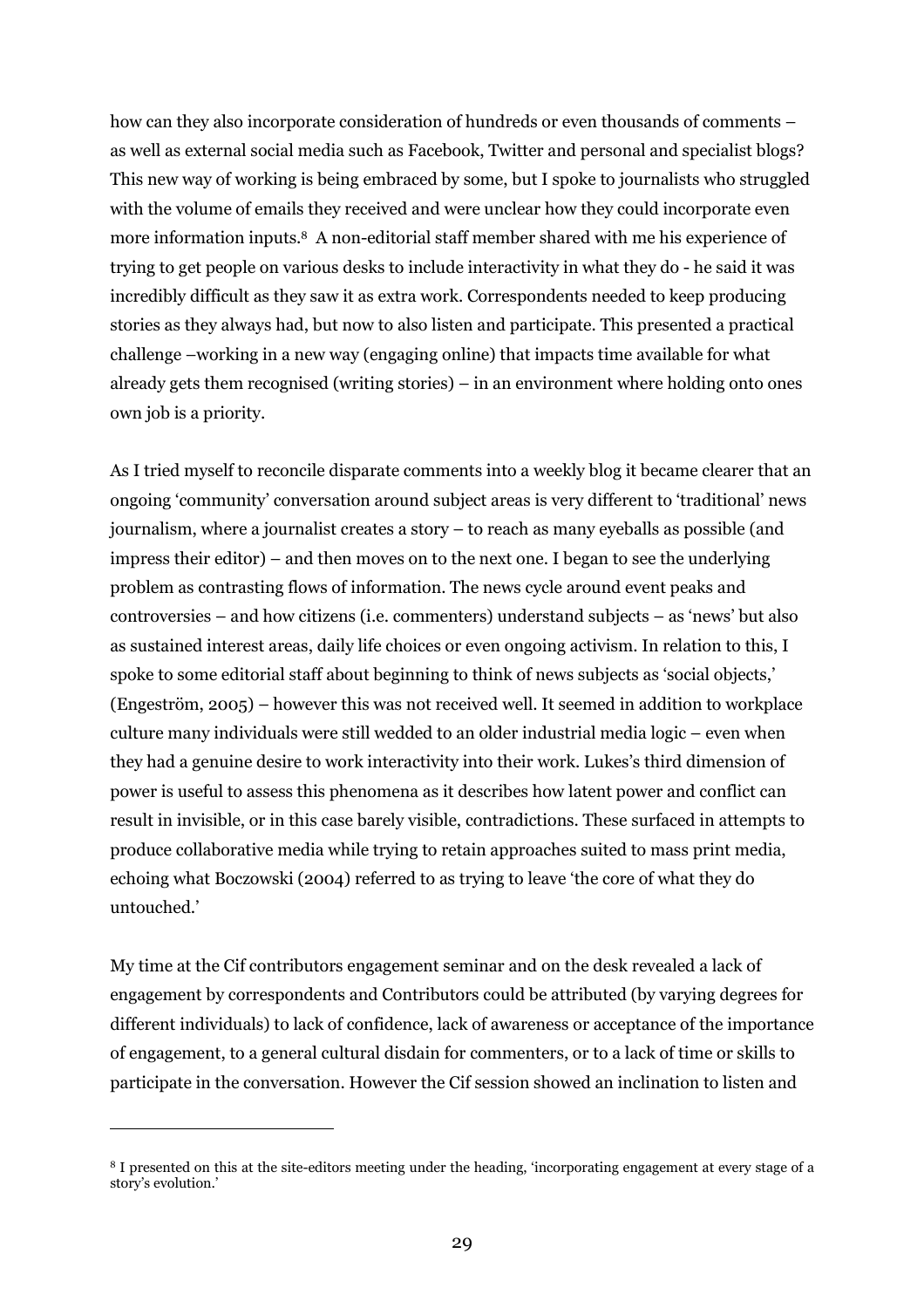how can they also incorporate consideration of hundreds or even thousands of comments – as well as external social media such as Facebook, Twitter and personal and specialist blogs? This new way of working is being embraced by some, but I spoke to journalists who struggled with the volume of emails they received and were unclear how they could incorporate even more information inputs.[8] A non-editorial staff member shared with me his experience of trying to get people on various desks to include interactivity in what they do - he said it was incredibly difficult as they saw it as extra work. Correspondents needed to keep producing stories as they always had, but now to also listen and participate. This presented a practical challenge –working in a new way (engaging online) that impacts time available for what already gets them recognised (writing stories) – in an environment where holding onto ones own job is a priority.

As I tried myself to reconcile disparate comments into a weekly blog it became clearer that an ongoing 'community' conversation around subject areas is very different to 'traditional' news journalism, where a journalist creates a story – to reach as many eyeballs as possible (and impress their editor) – and then moves on to the next one. I began to see the underlying problem as contrasting flows of information. The news cycle around event peaks and controversies – and how citizens (i.e. commenters) understand subjects – as 'news' but also as sustained interest areas, daily life choices or even ongoing activism. In relation to this, I spoke to some editorial staff about beginning to think of news subjects as 'social objects,' (Engeström, 2005) – however this was not received well. It seemed in addition to workplace culture many individuals were still wedded to an older industrial media logic – even when they had a genuine desire to work interactivity into their work. Lukes's third dimension of power is useful to assess this phenomena as it describes how latent power and conflict can result in invisible, or in this case barely visible, contradictions. These surfaced in attempts to produce collaborative media while trying to retain approaches suited to mass print media, echoing what Boczowski (2004) referred to as trying to leave 'the core of what they do untouched.'

My time at the Cif contributors engagement seminar and on the desk revealed a lack of engagement by correspondents and Contributors could be attributed (by varying degrees for different individuals) to lack of confidence, lack of awareness or acceptance of the importance of engagement, to a general cultural disdain for commenters, or to a lack of time or skills to participate in the conversation. However the Cif session showed an inclination to listen and

---

[8] I presented on this at the site-editors meeting under the heading, 'incorporating engagement at every stage of a story's evolution.'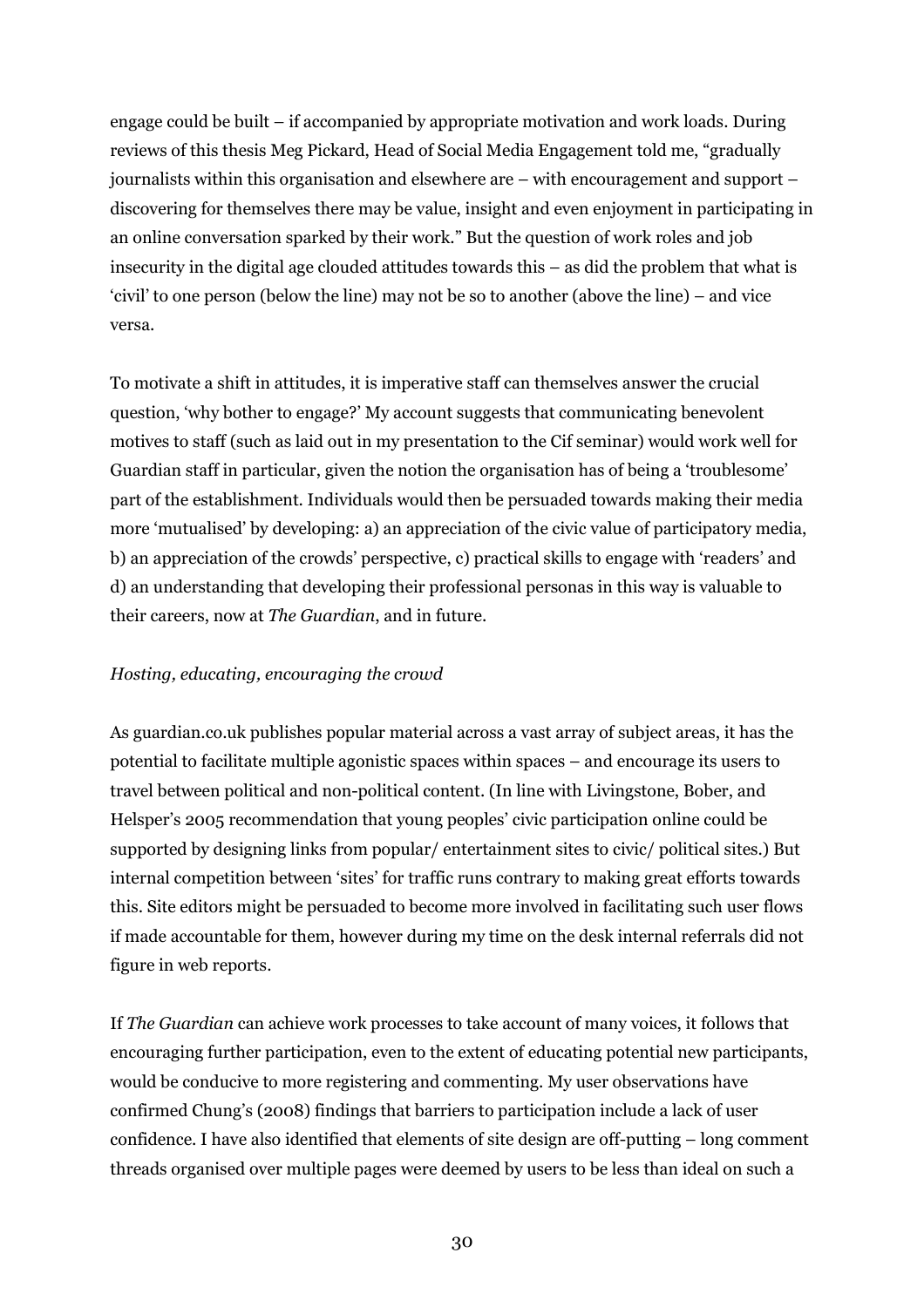engage could be built – if accompanied by appropriate motivation and work loads. During reviews of this thesis Meg Pickard, Head of Social Media Engagement told me, "gradually journalists within this organisation and elsewhere are – with encouragement and support – discovering for themselves there may be value, insight and even enjoyment in participating in an online conversation sparked by their work." But the question of work roles and job insecurity in the digital age clouded attitudes towards this – as did the problem that what is 'civil' to one person (below the line) may not be so to another (above the line) – and vice versa.

To motivate a shift in attitudes, it is imperative staff can themselves answer the crucial question, 'why bother to engage?' My account suggests that communicating benevolent motives to staff (such as laid out in my presentation to the Cif seminar) would work well for Guardian staff in particular, given the notion the organisation has of being a 'troublesome' part of the establishment. Individuals would then be persuaded towards making their media more 'mutualised' by developing: a) an appreciation of the civic value of participatory media, b) an appreciation of the crowds' perspective, c) practical skills to engage with 'readers' and d) an understanding that developing their professional personas in this way is valuable to their careers, now at *The Guardian*, and in future.

*Hosting, educating, encouraging the crowd*

As guardian.co.uk publishes popular material across a vast array of subject areas, it has the potential to facilitate multiple agonistic spaces within spaces – and encourage its users to travel between political and non-political content. (In line with Livingstone, Bober, and Helsper's 2005 recommendation that young peoples' civic participation online could be supported by designing links from popular/ entertainment sites to civic/ political sites.) But internal competition between 'sites' for traffic runs contrary to making great efforts towards this. Site editors might be persuaded to become more involved in facilitating such user flows if made accountable for them, however during my time on the desk internal referrals did not figure in web reports.

If *The Guardian* can achieve work processes to take account of many voices, it follows that encouraging further participation, even to the extent of educating potential new participants, would be conducive to more registering and commenting. My user observations have confirmed Chung's (2008) findings that barriers to participation include a lack of user confidence. I have also identified that elements of site design are off-putting – long comment threads organised over multiple pages were deemed by users to be less than ideal on such a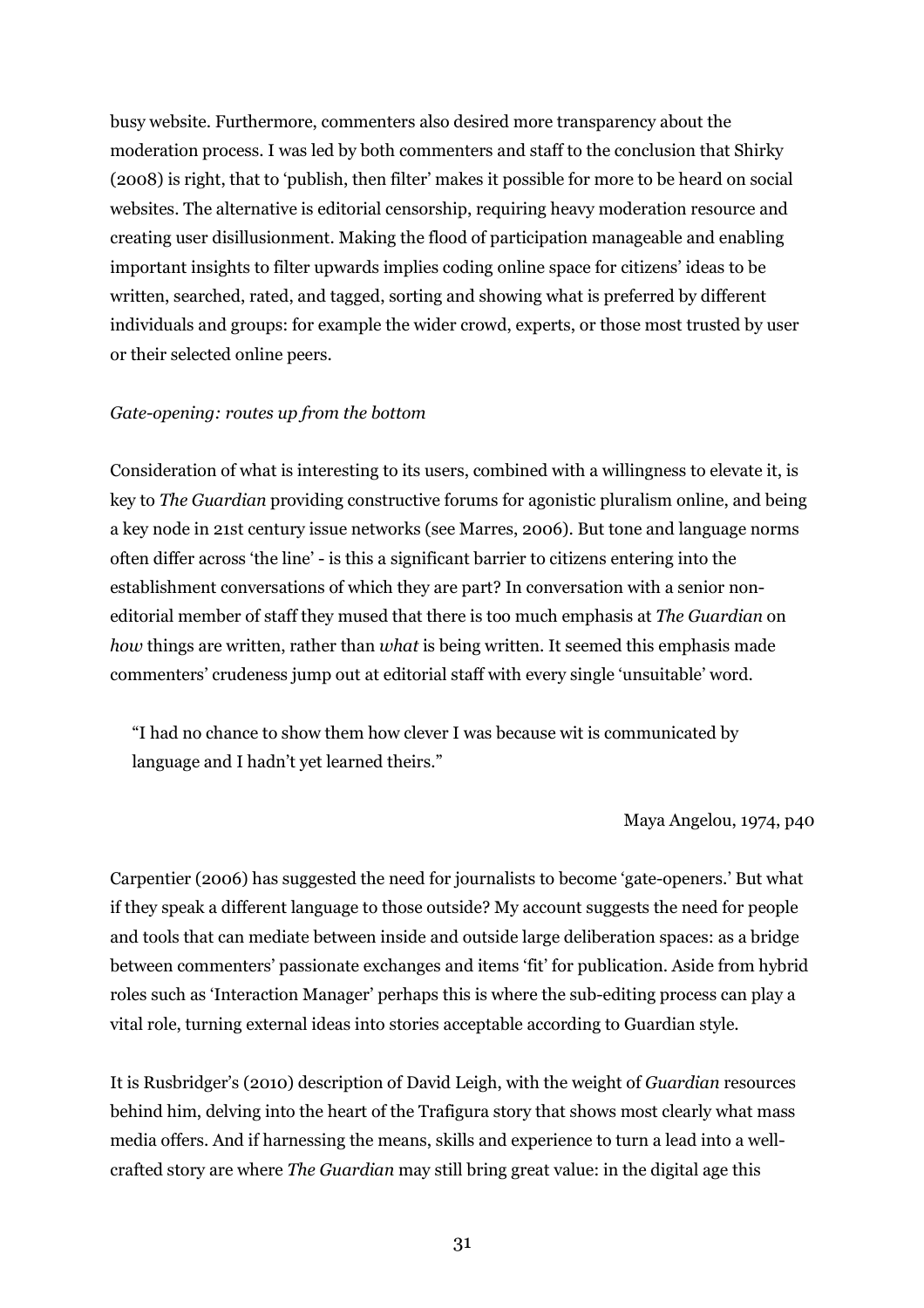busy website. Furthermore, commenters also desired more transparency about the moderation process. I was led by both commenters and staff to the conclusion that Shirky (2008) is right, that to 'publish, then filter' makes it possible for more to be heard on social websites. The alternative is editorial censorship, requiring heavy moderation resource and creating user disillusionment. Making the flood of participation manageable and enabling important insights to filter upwards implies coding online space for citizens' ideas to be written, searched, rated, and tagged, sorting and showing what is preferred by different individuals and groups: for example the wider crowd, experts, or those most trusted by user or their selected online peers.

*Gate-opening: routes up from the bottom*

Consideration of what is interesting to its users, combined with a willingness to elevate it, is key to *The Guardian* providing constructive forums for agonistic pluralism online, and being a key node in 21st century issue networks (see Marres, 2006). But tone and language norms often differ across 'the line' - is this a significant barrier to citizens entering into the establishment conversations of which they are part? In conversation with a senior non-editorial member of staff they mused that there is too much emphasis at *The Guardian* on *how* things are written, rather than *what* is being written. It seemed this emphasis made commenters' crudeness jump out at editorial staff with every single 'unsuitable' word.

> "I had no chance to show them how clever I was because wit is communicated by language and I hadn't yet learned theirs."
>
> Maya Angelou, 1974, p40

Carpentier (2006) has suggested the need for journalists to become 'gate-openers.' But what if they speak a different language to those outside? My account suggests the need for people and tools that can mediate between inside and outside large deliberation spaces: as a bridge between commenters' passionate exchanges and items 'fit' for publication. Aside from hybrid roles such as 'Interaction Manager' perhaps this is where the sub-editing process can play a vital role, turning external ideas into stories acceptable according to Guardian style.

It is Rusbridger's (2010) description of David Leigh, with the weight of *Guardian* resources behind him, delving into the heart of the Trafigura story that shows most clearly what mass media offers. And if harnessing the means, skills and experience to turn a lead into a well-crafted story are where *The Guardian* may still bring great value: in the digital age this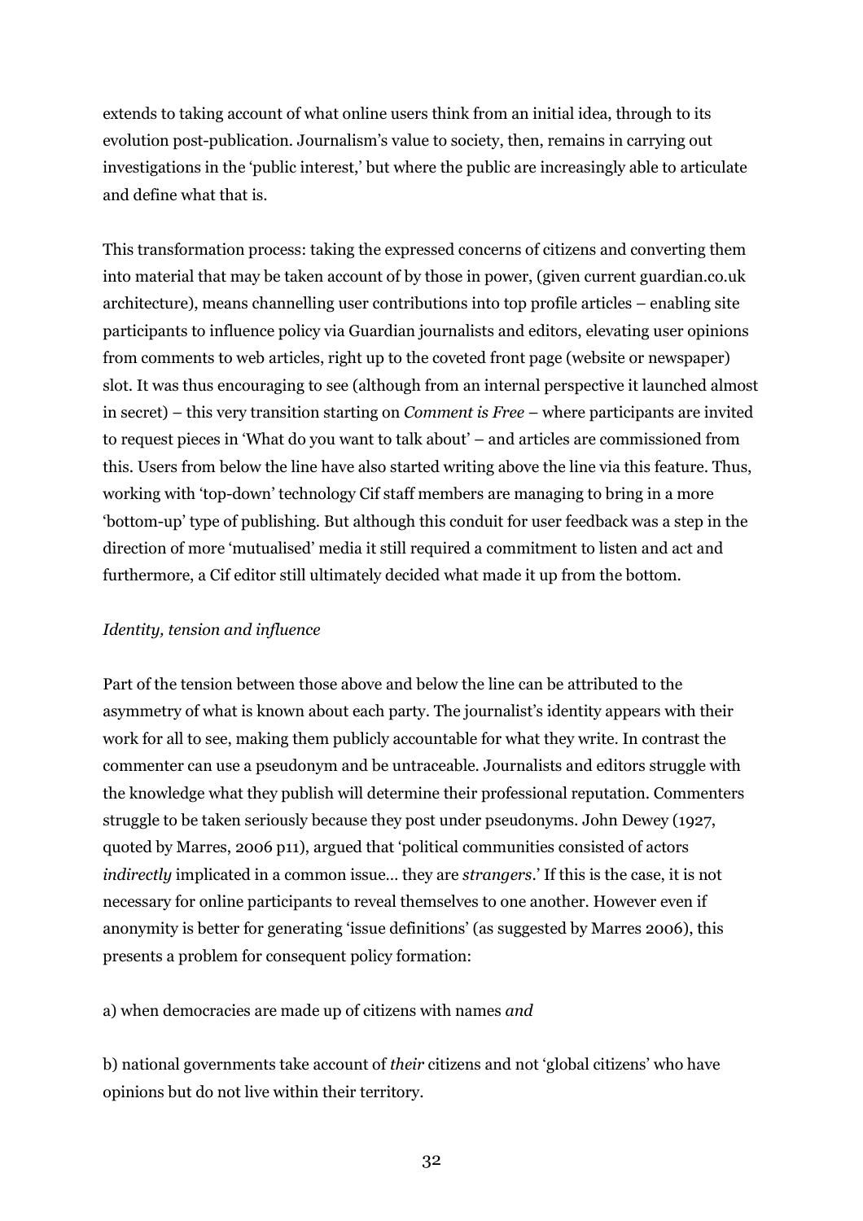extends to taking account of what online users think from an initial idea, through to its evolution post-publication. Journalism's value to society, then, remains in carrying out investigations in the 'public interest,' but where the public are increasingly able to articulate and define what that is.

This transformation process: taking the expressed concerns of citizens and converting them into material that may be taken account of by those in power, (given current guardian.co.uk architecture), means channelling user contributions into top profile articles – enabling site participants to influence policy via Guardian journalists and editors, elevating user opinions from comments to web articles, right up to the coveted front page (website or newspaper) slot. It was thus encouraging to see (although from an internal perspective it launched almost in secret) – this very transition starting on *Comment is Free* – where participants are invited to request pieces in 'What do you want to talk about' – and articles are commissioned from this. Users from below the line have also started writing above the line via this feature. Thus, working with 'top-down' technology Cif staff members are managing to bring in a more 'bottom-up' type of publishing. But although this conduit for user feedback was a step in the direction of more 'mutualised' media it still required a commitment to listen and act and furthermore, a Cif editor still ultimately decided what made it up from the bottom.

*Identity, tension and influence*

Part of the tension between those above and below the line can be attributed to the asymmetry of what is known about each party. The journalist's identity appears with their work for all to see, making them publicly accountable for what they write. In contrast the commenter can use a pseudonym and be untraceable. Journalists and editors struggle with the knowledge what they publish will determine their professional reputation. Commenters struggle to be taken seriously because they post under pseudonyms. John Dewey (1927, quoted by Marres, 2006 p11), argued that 'political communities consisted of actors *indirectly* implicated in a common issue... they are *strangers*.' If this is the case, it is not necessary for online participants to reveal themselves to one another. However even if anonymity is better for generating 'issue definitions' (as suggested by Marres 2006), this presents a problem for consequent policy formation:

a) when democracies are made up of citizens with names *and*

b) national governments take account of *their* citizens and not 'global citizens' who have opinions but do not live within their territory.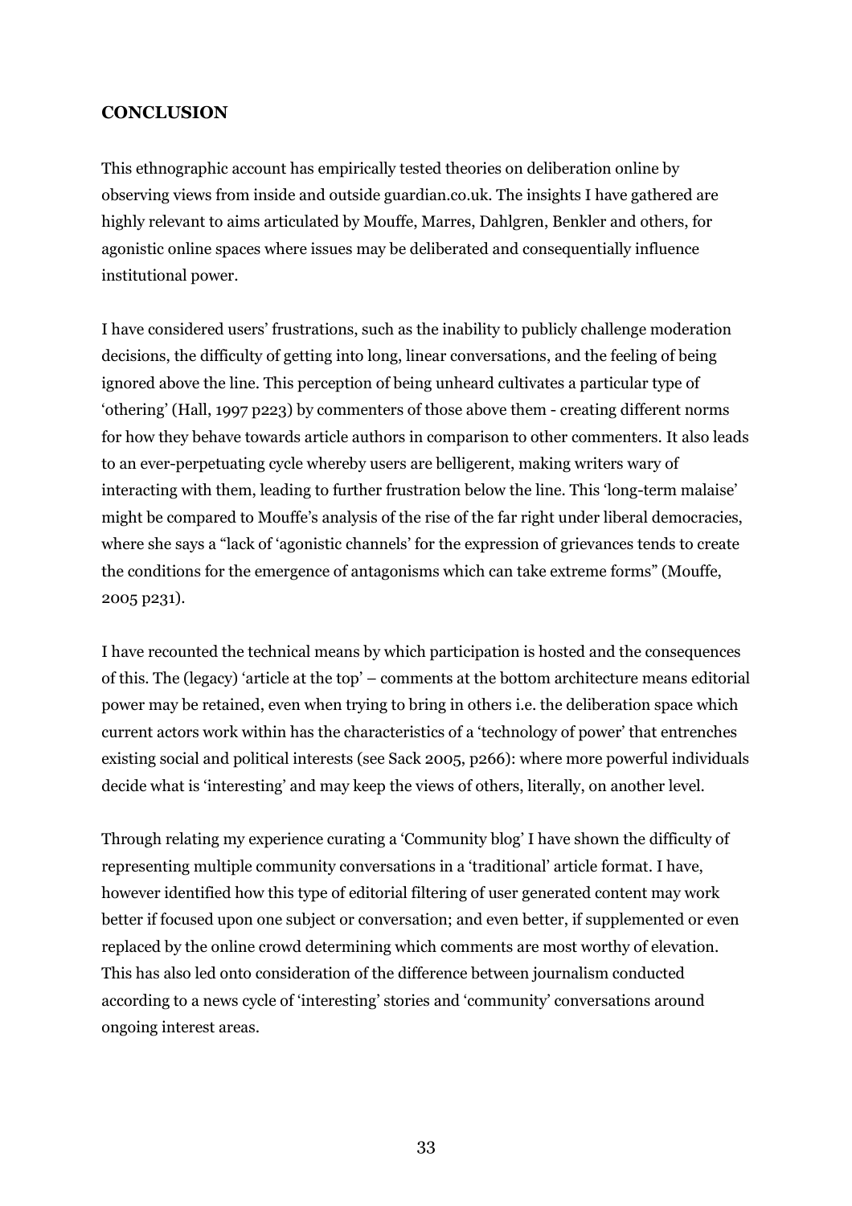## CONCLUSION

This ethnographic account has empirically tested theories on deliberation online by observing views from inside and outside guardian.co.uk. The insights I have gathered are highly relevant to aims articulated by Mouffe, Marres, Dahlgren, Benkler and others, for agonistic online spaces where issues may be deliberated and consequentially influence institutional power.

I have considered users' frustrations, such as the inability to publicly challenge moderation decisions, the difficulty of getting into long, linear conversations, and the feeling of being ignored above the line. This perception of being unheard cultivates a particular type of 'othering' (Hall, 1997 p223) by commenters of those above them - creating different norms for how they behave towards article authors in comparison to other commenters. It also leads to an ever-perpetuating cycle whereby users are belligerent, making writers wary of interacting with them, leading to further frustration below the line. This 'long-term malaise' might be compared to Mouffe's analysis of the rise of the far right under liberal democracies, where she says a "lack of 'agonistic channels' for the expression of grievances tends to create the conditions for the emergence of antagonisms which can take extreme forms" (Mouffe, 2005 p231).

I have recounted the technical means by which participation is hosted and the consequences of this. The (legacy) 'article at the top' – comments at the bottom architecture means editorial power may be retained, even when trying to bring in others i.e. the deliberation space which current actors work within has the characteristics of a 'technology of power' that entrenches existing social and political interests (see Sack 2005, p266): where more powerful individuals decide what is 'interesting' and may keep the views of others, literally, on another level.

Through relating my experience curating a 'Community blog' I have shown the difficulty of representing multiple community conversations in a 'traditional' article format. I have, however identified how this type of editorial filtering of user generated content may work better if focused upon one subject or conversation; and even better, if supplemented or even replaced by the online crowd determining which comments are most worthy of elevation. This has also led onto consideration of the difference between journalism conducted according to a news cycle of 'interesting' stories and 'community' conversations around ongoing interest areas.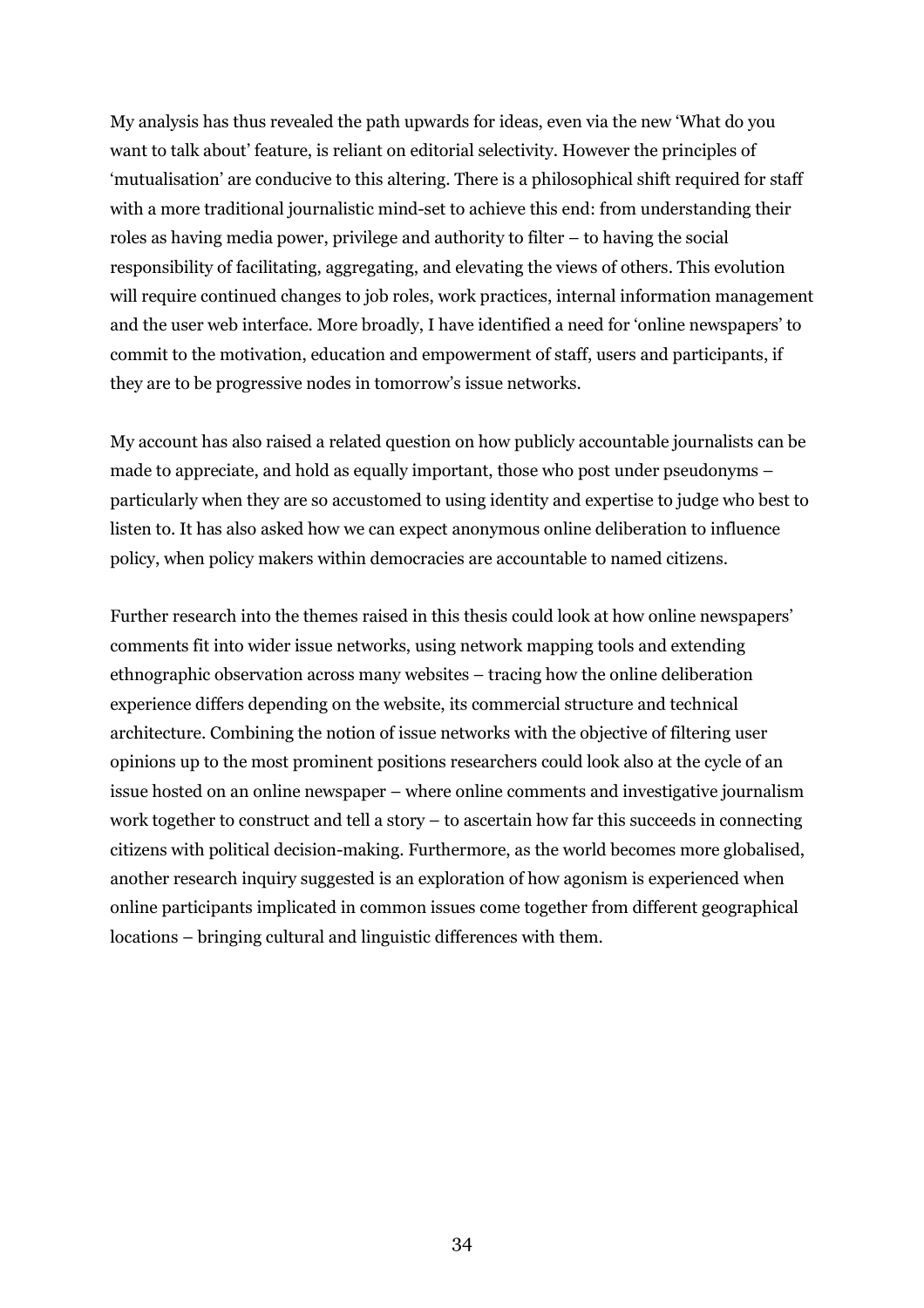My analysis has thus revealed the path upwards for ideas, even via the new 'What do you want to talk about' feature, is reliant on editorial selectivity. However the principles of 'mutualisation' are conducive to this altering. There is a philosophical shift required for staff with a more traditional journalistic mind-set to achieve this end: from understanding their roles as having media power, privilege and authority to filter – to having the social responsibility of facilitating, aggregating, and elevating the views of others. This evolution will require continued changes to job roles, work practices, internal information management and the user web interface. More broadly, I have identified a need for 'online newspapers' to commit to the motivation, education and empowerment of staff, users and participants, if they are to be progressive nodes in tomorrow's issue networks.

My account has also raised a related question on how publicly accountable journalists can be made to appreciate, and hold as equally important, those who post under pseudonyms – particularly when they are so accustomed to using identity and expertise to judge who best to listen to. It has also asked how we can expect anonymous online deliberation to influence policy, when policy makers within democracies are accountable to named citizens.

Further research into the themes raised in this thesis could look at how online newspapers' comments fit into wider issue networks, using network mapping tools and extending ethnographic observation across many websites – tracing how the online deliberation experience differs depending on the website, its commercial structure and technical architecture. Combining the notion of issue networks with the objective of filtering user opinions up to the most prominent positions researchers could look also at the cycle of an issue hosted on an online newspaper – where online comments and investigative journalism work together to construct and tell a story – to ascertain how far this succeeds in connecting citizens with political decision-making. Furthermore, as the world becomes more globalised, another research inquiry suggested is an exploration of how agonism is experienced when online participants implicated in common issues come together from different geographical locations – bringing cultural and linguistic differences with them.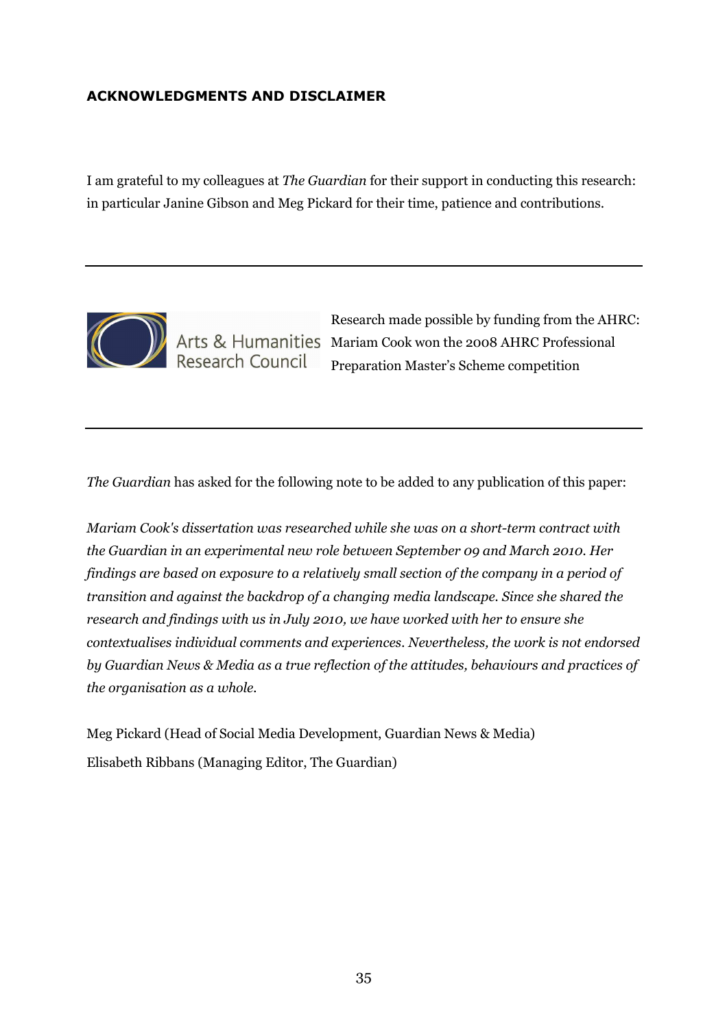## ACKNOWLEDGMENTS AND DISCLAIMER

I am grateful to my colleagues at *The Guardian* for their support in conducting this research: in particular Janine Gibson and Meg Pickard for their time, patience and contributions.

---

Arts & Humanities Research Council

Research made possible by funding from the AHRC: Mariam Cook won the 2008 AHRC Professional Preparation Master's Scheme competition

---

*The Guardian* has asked for the following note to be added to any publication of this paper:

*Mariam Cook's dissertation was researched while she was on a short-term contract with the Guardian in an experimental new role between September 09 and March 2010. Her findings are based on exposure to a relatively small section of the company in a period of transition and against the backdrop of a changing media landscape. Since she shared the research and findings with us in July 2010, we have worked with her to ensure she contextualises individual comments and experiences. Nevertheless, the work is not endorsed by Guardian News & Media as a true reflection of the attitudes, behaviours and practices of the organisation as a whole.*

Meg Pickard (Head of Social Media Development, Guardian News & Media)

Elisabeth Ribbans (Managing Editor, The Guardian)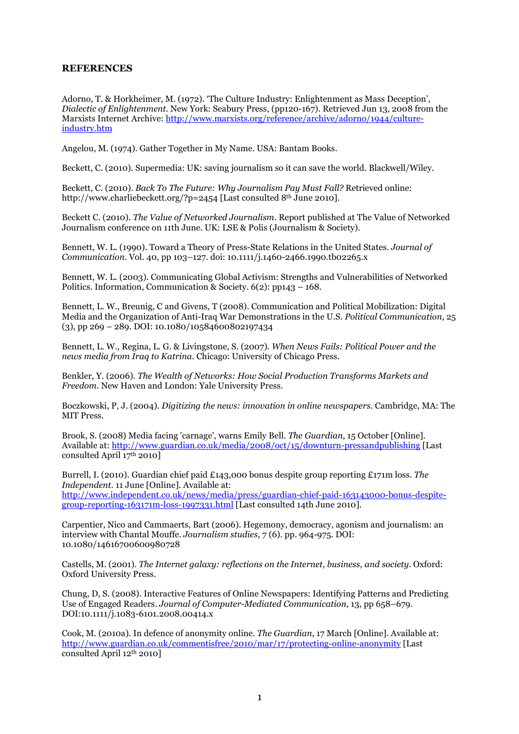## REFERENCES

Adorno, T. & Horkheimer, M. (1972). 'The Culture Industry: Enlightenment as Mass Deception', *Dialectic of Enlightenment*. New York: Seabury Press, (pp120-167). Retrieved Jun 13, 2008 from the Marxists Internet Archive: http://www.marxists.org/reference/archive/adorno/1944/culture-industry.htm

Angelou, M. (1974). Gather Together in My Name. USA: Bantam Books.

Beckett, C. (2010). Supermedia: UK: saving journalism so it can save the world. Blackwell/Wiley.

Beckett, C. (2010). *Back To The Future: Why Journalism Pay Must Fall?* Retrieved online: http://www.charliebeckett.org/?p=2454 [Last consulted 8th June 2010].

Beckett C. (2010). *The Value of Networked Journalism*. Report published at The Value of Networked Journalism conference on 11th June. UK: LSE & Polis (Journalism & Society).

Bennett, W. L. (1990). Toward a Theory of Press-State Relations in the United States. *Journal of Communication*. Vol. 40, pp 103–127. doi: 10.1111/j.1460-2466.1990.tb02265.x

Bennett, W. L. (2003). Communicating Global Activism: Strengths and Vulnerabilities of Networked Politics. Information, Communication & Society. 6(2): pp143 – 168.

Bennett, L. W., Breunig, C and Givens, T (2008). Communication and Political Mobilization: Digital Media and the Organization of Anti-Iraq War Demonstrations in the U.S. *Political Communication*, 25 (3), pp 269 – 289. DOI: 10.1080/10584600802197434

Bennett, L. W., Regina, L. G. & Livingstone, S. (2007). *When News Fails: Political Power and the news media from Iraq to Katrina*. Chicago: University of Chicago Press.

Benkler, Y. (2006). *The Wealth of Networks: How Social Production Transforms Markets and Freedom*. New Haven and London: Yale University Press.

Boczkowski, P, J. (2004). *Digitizing the news: innovation in online newspapers*. Cambridge, MA: The MIT Press.

Brook, S. (2008) Media facing 'carnage', warns Emily Bell. *The Guardian*, 15 October [Online]. Available at: http://www.guardian.co.uk/media/2008/oct/15/downturn-pressandpublishing [Last consulted April 17th 2010]

Burrell, I. (2010). Guardian chief paid £143,000 bonus despite group reporting £171m loss. *The Independent*. 11 June [Online]. Available at: http://www.independent.co.uk/news/media/press/guardian-chief-paid-163143000-bonus-despite-group-reporting-163171m-loss-1997331.html [Last consulted 14th June 2010].

Carpentier, Nico and Cammaerts, Bart (2006). Hegemony, democracy, agonism and journalism: an interview with Chantal Mouffe. *Journalism studies*, 7 (6). pp. 964-975. DOI: 10.1080/14616700600980728

Castells, M. (2001). *The Internet galaxy: reflections on the Internet, business, and society*. Oxford: Oxford University Press.

Chung, D, S. (2008). Interactive Features of Online Newspapers: Identifying Patterns and Predicting Use of Engaged Readers. *Journal of Computer-Mediated Communication,* 13, pp 658–679. DOI:10.1111/j.1083-6101.2008.00414.x

Cook, M. (2010a). In defence of anonymity online. *The Guardian*, 17 March [Online]. Available at: http://www.guardian.co.uk/commentisfree/2010/mar/17/protecting-online-anonymity [Last consulted April 12th 2010]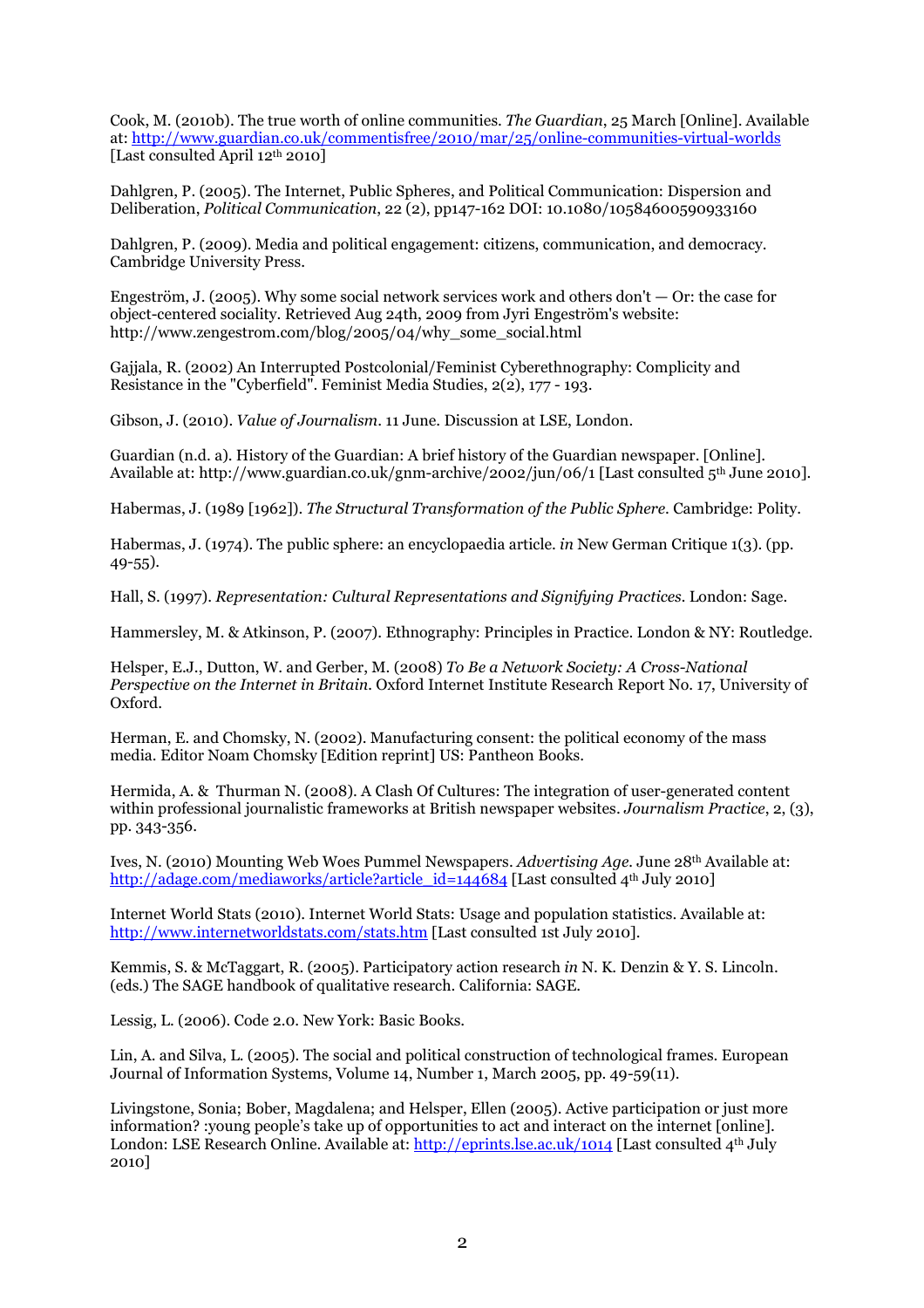Cook, M. (2010b). The true worth of online communities. *The Guardian*, 25 March [Online]. Available at: http://www.guardian.co.uk/commentisfree/2010/mar/25/online-communities-virtual-worlds [Last consulted April 12th 2010]

Dahlgren, P. (2005). The Internet, Public Spheres, and Political Communication: Dispersion and Deliberation, *Political Communication*, 22 (2), pp147-162 DOI: 10.1080/10584600590933160

Dahlgren, P. (2009). Media and political engagement: citizens, communication, and democracy. Cambridge University Press.

Engeström, J. (2005). Why some social network services work and others don't — Or: the case for object-centered sociality. Retrieved Aug 24th, 2009 from Jyri Engeström's website: http://www.zengestrom.com/blog/2005/04/why_some_social.html

Gajjala, R. (2002) An Interrupted Postcolonial/Feminist Cyberethnography: Complicity and Resistance in the "Cyberfield". Feminist Media Studies, 2(2), 177 - 193.

Gibson, J. (2010). *Value of Journalism*. 11 June. Discussion at LSE, London.

Guardian (n.d. a). History of the Guardian: A brief history of the Guardian newspaper. [Online]. Available at: http://www.guardian.co.uk/gnm-archive/2002/jun/06/1 [Last consulted 5th June 2010].

Habermas, J. (1989 [1962]). *The Structural Transformation of the Public Sphere*. Cambridge: Polity.

Habermas, J. (1974). The public sphere: an encyclopaedia article. *in* New German Critique 1(3). (pp. 49-55).

Hall, S. (1997). *Representation: Cultural Representations and Signifying Practices*. London: Sage.

Hammersley, M. & Atkinson, P. (2007). Ethnography: Principles in Practice. London & NY: Routledge.

Helsper, E.J., Dutton, W. and Gerber, M. (2008) *To Be a Network Society: A Cross-National Perspective on the Internet in Britain*. Oxford Internet Institute Research Report No. 17, University of Oxford.

Herman, E. and Chomsky, N. (2002). Manufacturing consent: the political economy of the mass media. Editor Noam Chomsky [Edition reprint] US: Pantheon Books.

Hermida, A. & Thurman N. (2008). A Clash Of Cultures: The integration of user-generated content within professional journalistic frameworks at British newspaper websites. *Journalism Practice*, 2, (3), pp. 343-356.

Ives, N. (2010) Mounting Web Woes Pummel Newspapers. *Advertising Age*. June 28th Available at: http://adage.com/mediaworks/article?article_id=144684 [Last consulted 4th July 2010]

Internet World Stats (2010). Internet World Stats: Usage and population statistics. Available at: http://www.internetworldstats.com/stats.htm [Last consulted 1st July 2010].

Kemmis, S. & McTaggart, R. (2005). Participatory action research *in* N. K. Denzin & Y. S. Lincoln. (eds.) The SAGE handbook of qualitative research. California: SAGE.

Lessig, L. (2006). Code 2.0. New York: Basic Books.

Lin, A. and Silva, L. (2005). The social and political construction of technological frames. European Journal of Information Systems, Volume 14, Number 1, March 2005, pp. 49-59(11).

Livingstone, Sonia; Bober, Magdalena; and Helsper, Ellen (2005). Active participation or just more information? :young people's take up of opportunities to act and interact on the internet [online]. London: LSE Research Online. Available at: http://eprints.lse.ac.uk/1014 [Last consulted 4th July 2010]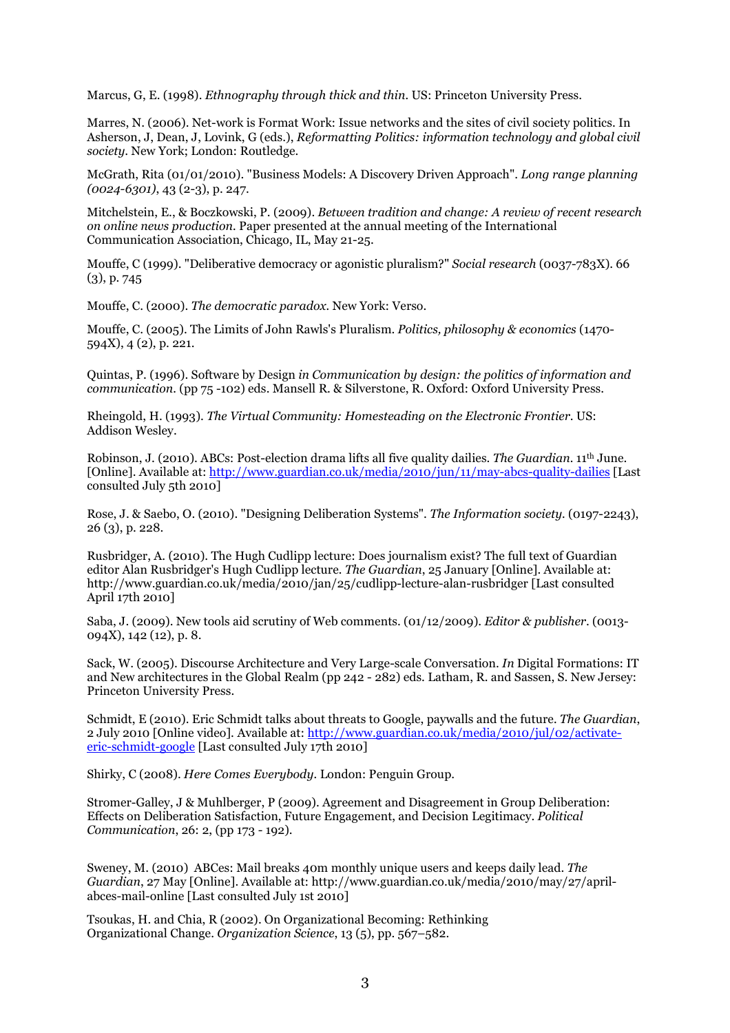Marcus, G, E. (1998). *Ethnography through thick and thin*. US: Princeton University Press.

Marres, N. (2006). Net-work is Format Work: Issue networks and the sites of civil society politics. In Asherson, J, Dean, J, Lovink, G (eds.), *Reformatting Politics: information technology and global civil society*. New York; London: Routledge.

McGrath, Rita (01/01/2010). "Business Models: A Discovery Driven Approach". *Long range planning (0024-6301)*, 43 (2-3), p. 247.

Mitchelstein, E., & Boczkowski, P. (2009). *Between tradition and change: A review of recent research on online news production*. Paper presented at the annual meeting of the International Communication Association, Chicago, IL, May 21-25.

Mouffe, C (1999). "Deliberative democracy or agonistic pluralism?" *Social research* (0037-783X). 66 (3), p. 745

Mouffe, C. (2000). *The democratic paradox*. New York: Verso.

Mouffe, C. (2005). The Limits of John Rawls's Pluralism. *Politics, philosophy & economics* (1470-594X), 4 (2), p. 221.

Quintas, P. (1996). Software by Design *in Communication by design: the politics of information and communication*. (pp 75 -102) eds. Mansell R. & Silverstone, R. Oxford: Oxford University Press.

Rheingold, H. (1993). *The Virtual Community: Homesteading on the Electronic Frontier*. US: Addison Wesley.

Robinson, J. (2010). ABCs: Post-election drama lifts all five quality dailies. *The Guardian*. 11th June. [Online]. Available at: http://www.guardian.co.uk/media/2010/jun/11/may-abcs-quality-dailies [Last consulted July 5th 2010]

Rose, J. & Saebo, O. (2010). "Designing Deliberation Systems". *The Information society*. (0197-2243), 26 (3), p. 228.

Rusbridger, A. (2010). The Hugh Cudlipp lecture: Does journalism exist? The full text of Guardian editor Alan Rusbridger's Hugh Cudlipp lecture. *The Guardian*, 25 January [Online]. Available at: http://www.guardian.co.uk/media/2010/jan/25/cudlipp-lecture-alan-rusbridger [Last consulted April 17th 2010]

Saba, J. (2009). New tools aid scrutiny of Web comments. (01/12/2009). *Editor & publisher*. (0013-094X), 142 (12), p. 8.

Sack, W. (2005). Discourse Architecture and Very Large-scale Conversation. *In* Digital Formations: IT and New architectures in the Global Realm (pp 242 - 282) eds. Latham, R. and Sassen, S. New Jersey: Princeton University Press.

Schmidt, E (2010). Eric Schmidt talks about threats to Google, paywalls and the future. *The Guardian*, 2 July 2010 [Online video]. Available at: http://www.guardian.co.uk/media/2010/jul/02/activate-eric-schmidt-google [Last consulted July 17th 2010]

Shirky, C (2008). *Here Comes Everybody*. London: Penguin Group.

Stromer-Galley, J & Muhlberger, P (2009). Agreement and Disagreement in Group Deliberation: Effects on Deliberation Satisfaction, Future Engagement, and Decision Legitimacy. *Political Communication*, 26: 2, (pp 173 - 192).

Sweney, M. (2010) ABCes: Mail breaks 40m monthly unique users and keeps daily lead. *The Guardian*, 27 May [Online]. Available at: http://www.guardian.co.uk/media/2010/may/27/april-abces-mail-online [Last consulted July 1st 2010]

Tsoukas, H. and Chia, R (2002). On Organizational Becoming: Rethinking Organizational Change. *Organization Science*, 13 (5), pp. 567–582.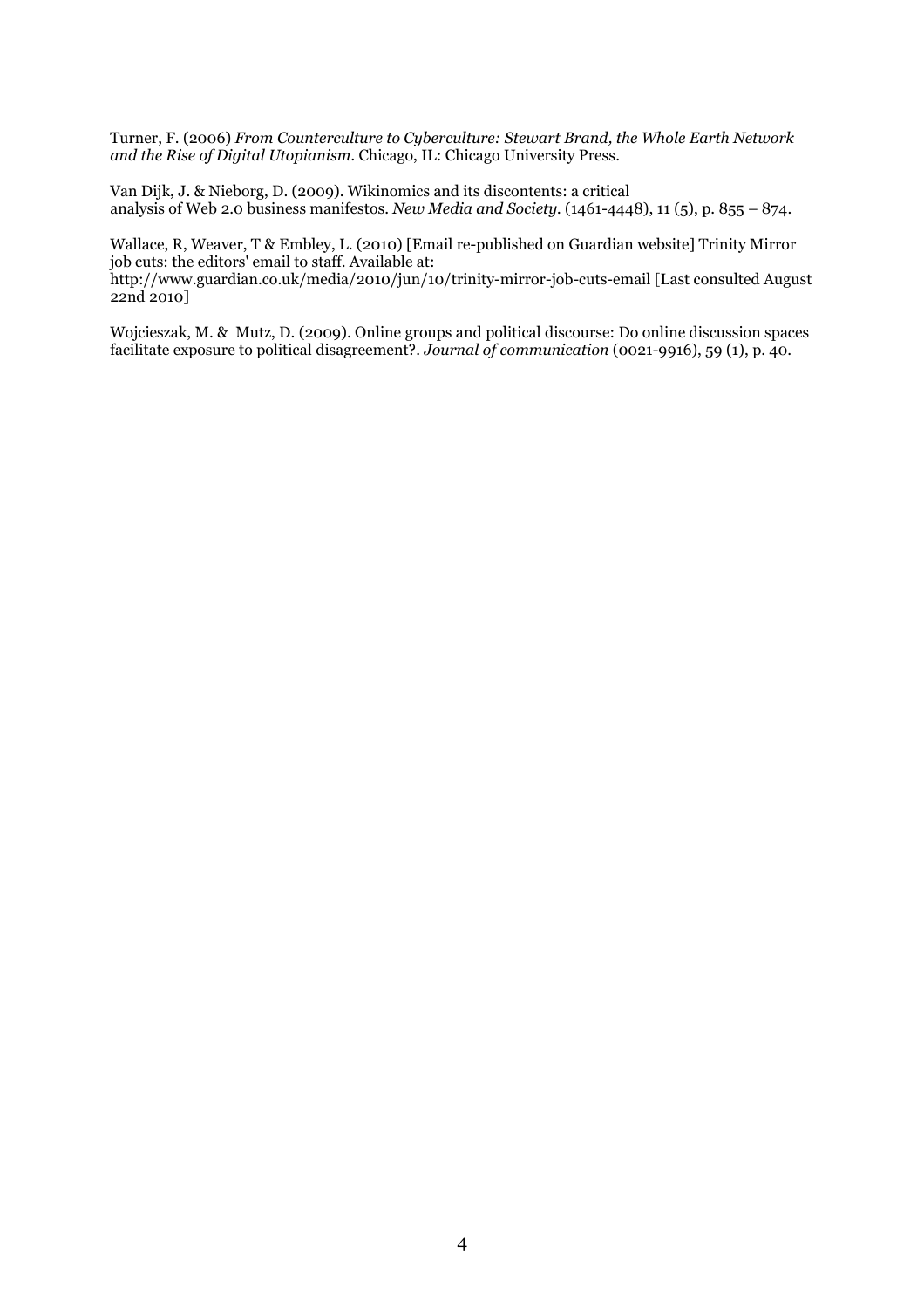Turner, F. (2006) *From Counterculture to Cyberculture: Stewart Brand, the Whole Earth Network and the Rise of Digital Utopianism*. Chicago, IL: Chicago University Press.

Van Dijk, J. & Nieborg, D. (2009). Wikinomics and its discontents: a critical analysis of Web 2.0 business manifestos. *New Media and Society*. (1461-4448), 11 (5), p. 855 – 874.

Wallace, R, Weaver, T & Embley, L. (2010) [Email re-published on Guardian website] Trinity Mirror job cuts: the editors' email to staff. Available at: http://www.guardian.co.uk/media/2010/jun/10/trinity-mirror-job-cuts-email [Last consulted August 22nd 2010]

Wojcieszak, M. & Mutz, D. (2009). Online groups and political discourse: Do online discussion spaces facilitate exposure to political disagreement?. *Journal of communication* (0021-9916), 59 (1), p. 40.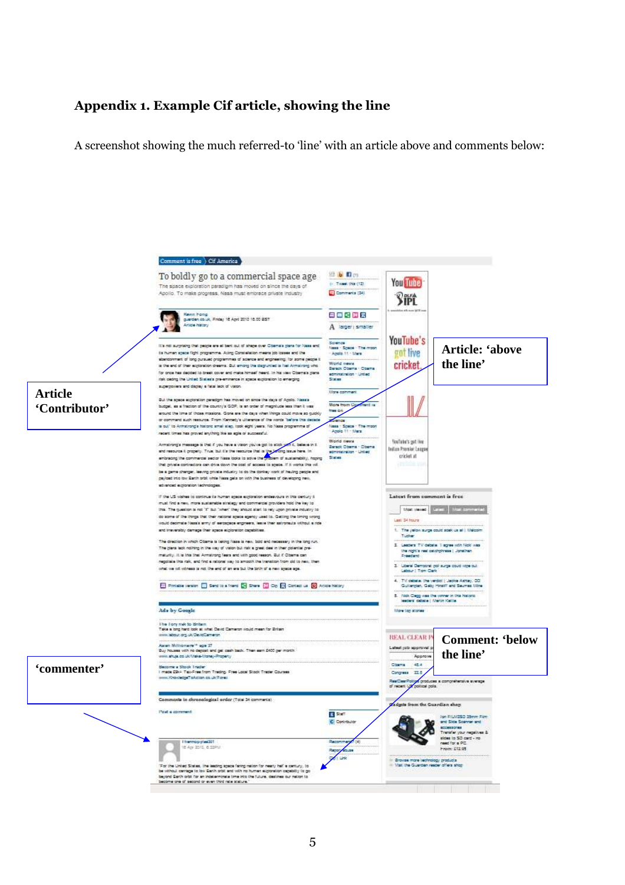## Appendix 1. Example Cif article, showing the line

A screenshot showing the much referred-to 'line' with an article above and comments below:

Article 'Contributor'

Article: 'above the line'

Comment: 'below the line'

'commenter'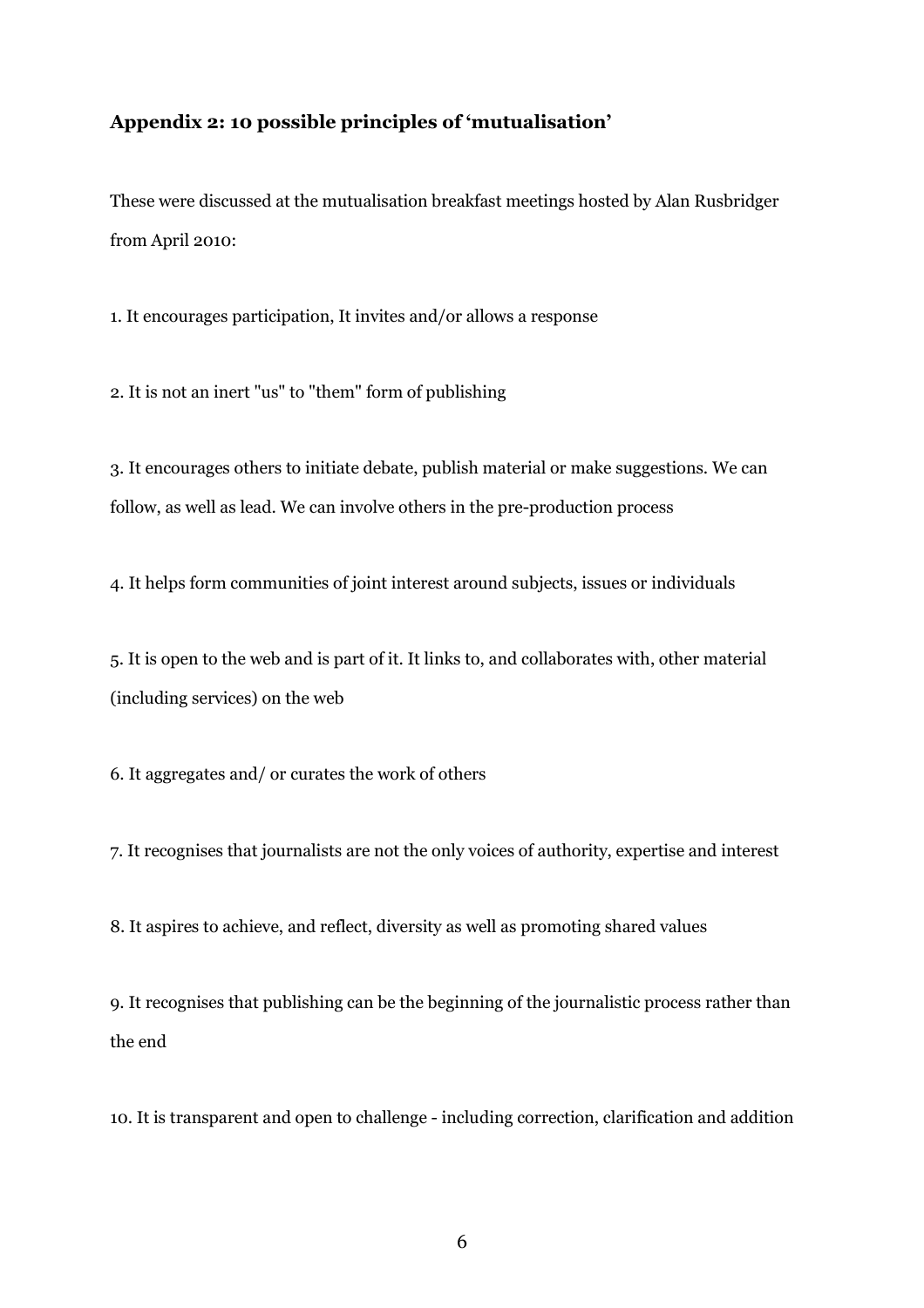## Appendix 2: 10 possible principles of 'mutualisation'

These were discussed at the mutualisation breakfast meetings hosted by Alan Rusbridger from April 2010:

1. It encourages participation, It invites and/or allows a response

2. It is not an inert "us" to "them" form of publishing

3. It encourages others to initiate debate, publish material or make suggestions. We can follow, as well as lead. We can involve others in the pre-production process

4. It helps form communities of joint interest around subjects, issues or individuals

5. It is open to the web and is part of it. It links to, and collaborates with, other material (including services) on the web

6. It aggregates and/ or curates the work of others

7. It recognises that journalists are not the only voices of authority, expertise and interest

8. It aspires to achieve, and reflect, diversity as well as promoting shared values

9. It recognises that publishing can be the beginning of the journalistic process rather than the end

10. It is transparent and open to challenge - including correction, clarification and addition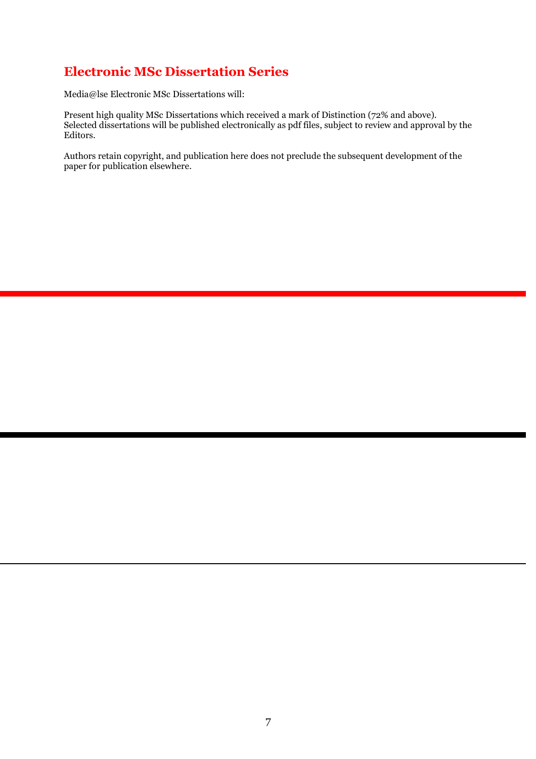## Electronic MSc Dissertation Series

Media@lse Electronic MSc Dissertations will:

Present high quality MSc Dissertations which received a mark of Distinction (72% and above). Selected dissertations will be published electronically as pdf files, subject to review and approval by the Editors.

Authors retain copyright, and publication here does not preclude the subsequent development of the paper for publication elsewhere.